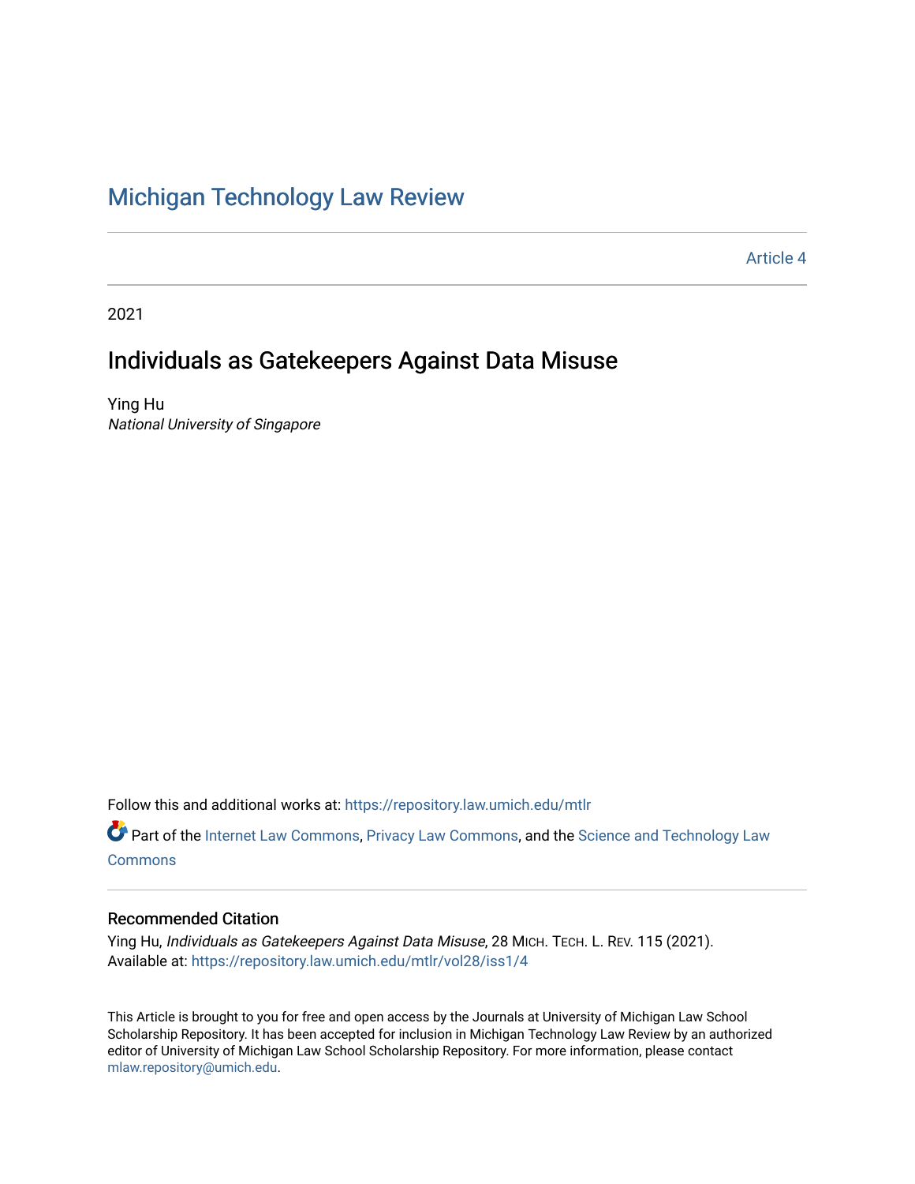# Michigan Technology Law Review

Article 4

2021

## Individuals as Gatekeepers Against Data Misuse

Ying Hu
*National University of Singapore*

Follow this and additional works at: https://repository.law.umich.edu/mtlr

Part of the Internet Law Commons, Privacy Law Commons, and the Science and Technology Law Commons

### Recommended Citation

Ying Hu, *Individuals as Gatekeepers Against Data Misuse*, 28 MICH. TECH. L. REV. 115 (2021).
Available at: https://repository.law.umich.edu/mtlr/vol28/iss1/4

This Article is brought to you for free and open access by the Journals at University of Michigan Law School Scholarship Repository. It has been accepted for inclusion in Michigan Technology Law Review by an authorized editor of University of Michigan Law School Scholarship Repository. For more information, please contact mlaw.repository@umich.edu.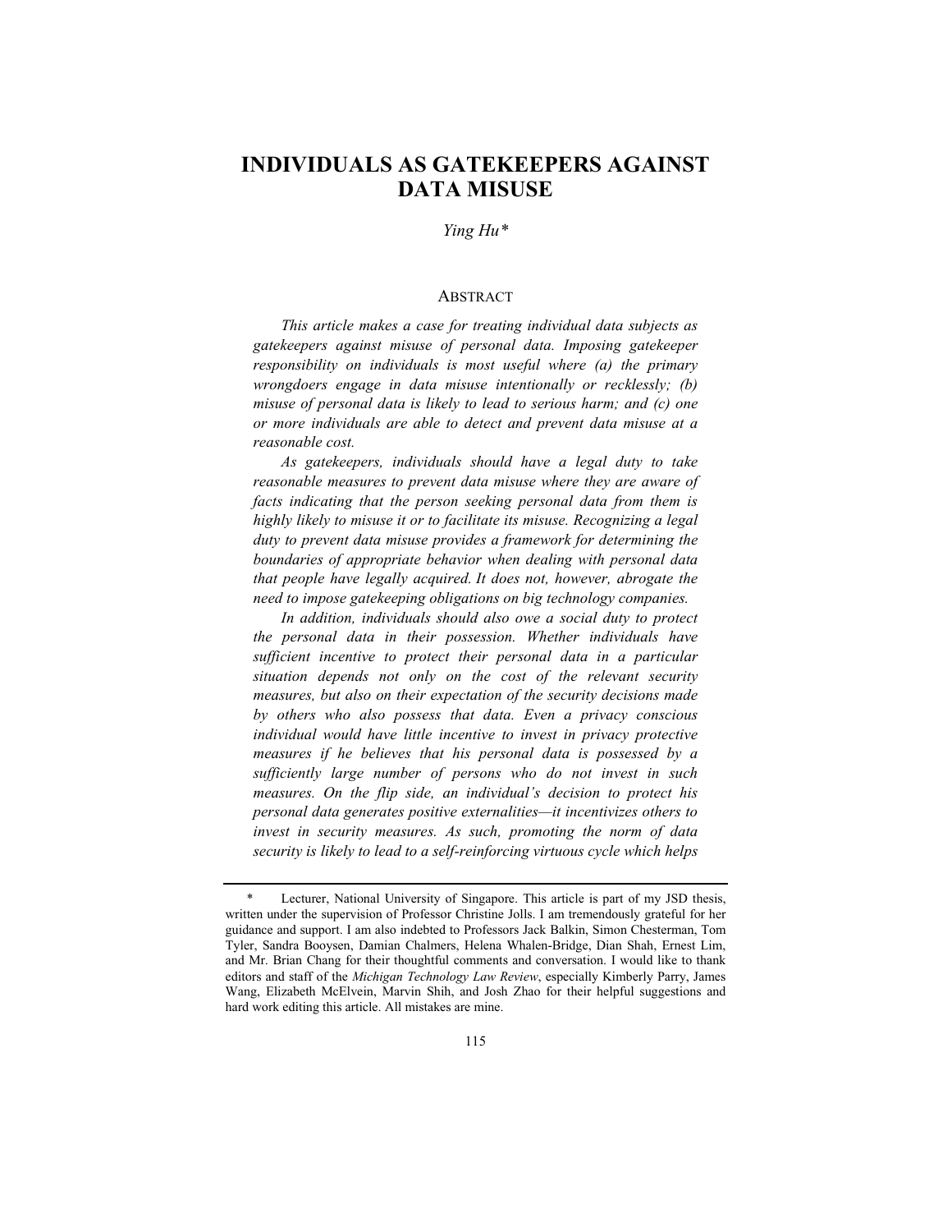# INDIVIDUALS AS GATEKEEPERS AGAINST DATA MISUSE

*Ying Hu\**

## ABSTRACT

*This article makes a case for treating individual data subjects as gatekeepers against misuse of personal data. Imposing gatekeeper responsibility on individuals is most useful where (a) the primary wrongdoers engage in data misuse intentionally or recklessly; (b) misuse of personal data is likely to lead to serious harm; and (c) one or more individuals are able to detect and prevent data misuse at a reasonable cost.*

*As gatekeepers, individuals should have a legal duty to take reasonable measures to prevent data misuse where they are aware of facts indicating that the person seeking personal data from them is highly likely to misuse it or to facilitate its misuse. Recognizing a legal duty to prevent data misuse provides a framework for determining the boundaries of appropriate behavior when dealing with personal data that people have legally acquired. It does not, however, abrogate the need to impose gatekeeping obligations on big technology companies.*

*In addition, individuals should also owe a social duty to protect the personal data in their possession. Whether individuals have sufficient incentive to protect their personal data in a particular situation depends not only on the cost of the relevant security measures, but also on their expectation of the security decisions made by others who also possess that data. Even a privacy conscious individual would have little incentive to invest in privacy protective measures if he believes that his personal data is possessed by a sufficiently large number of persons who do not invest in such measures. On the flip side, an individual's decision to protect his personal data generates positive externalities—it incentivizes others to invest in security measures. As such, promoting the norm of data security is likely to lead to a self-reinforcing virtuous cycle which helps*

---

\* Lecturer, National University of Singapore. This article is part of my JSD thesis, written under the supervision of Professor Christine Jolls. I am tremendously grateful for her guidance and support. I am also indebted to Professors Jack Balkin, Simon Chesterman, Tom Tyler, Sandra Booysen, Damian Chalmers, Helena Whalen-Bridge, Dian Shah, Ernest Lim, and Mr. Brian Chang for their thoughtful comments and conversation. I would like to thank editors and staff of the *Michigan Technology Law Review*, especially Kimberly Parry, James Wang, Elizabeth McElvein, Marvin Shih, and Josh Zhao for their helpful suggestions and hard work editing this article. All mistakes are mine.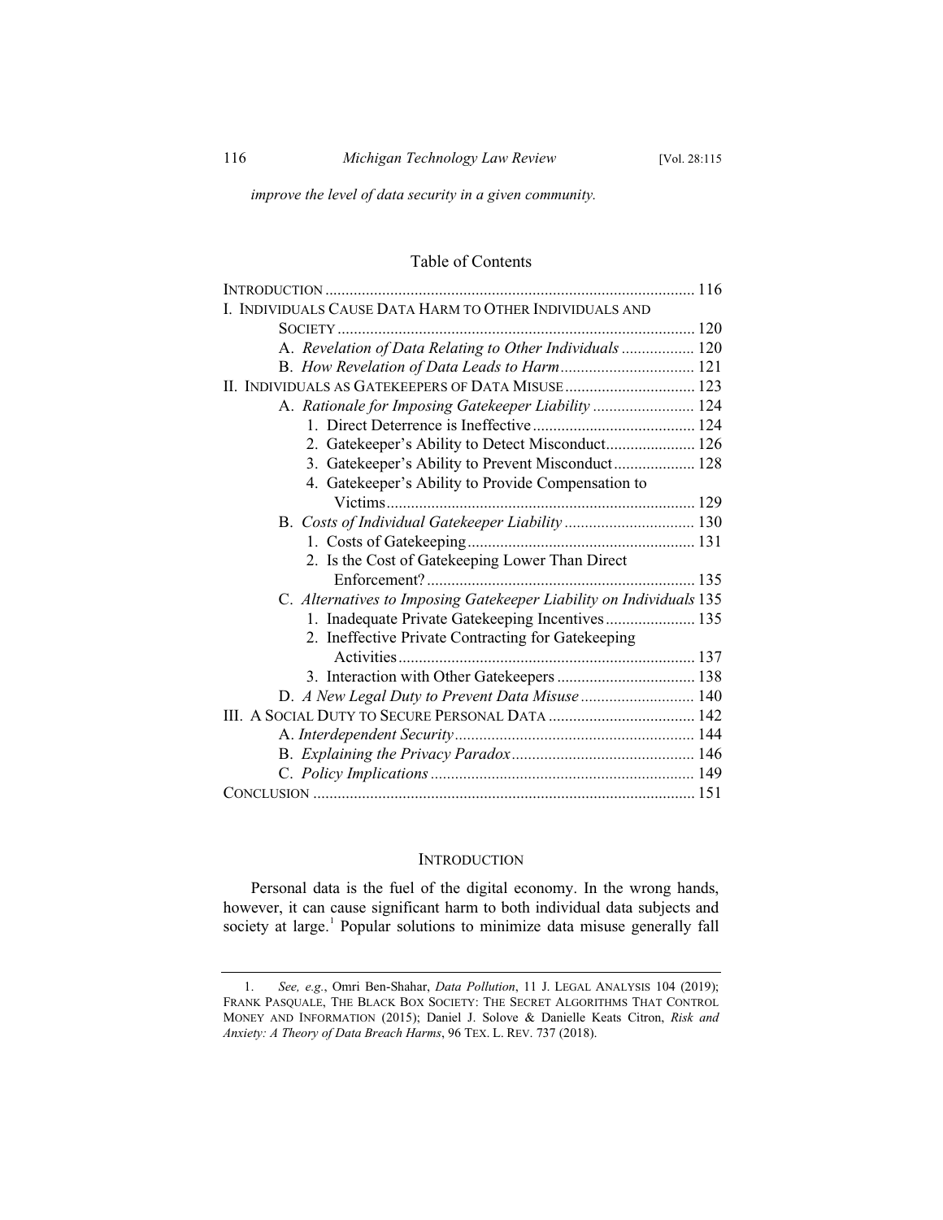*improve the level of data security in a given community.*

## Table of Contents

INTRODUCTION .......... 116

I. INDIVIDUALS CAUSE DATA HARM TO OTHER INDIVIDUALS AND SOCIETY .......... 120

- A. *Revelation of Data Relating to Other Individuals* .......... 120
- B. *How Revelation of Data Leads to Harm* .......... 121

II. INDIVIDUALS AS GATEKEEPERS OF DATA MISUSE .......... 123

- A. *Rationale for Imposing Gatekeeper Liability* .......... 124
  1. Direct Deterrence is Ineffective .......... 124
  2. Gatekeeper's Ability to Detect Misconduct .......... 126
  3. Gatekeeper's Ability to Prevent Misconduct .......... 128
  4. Gatekeeper's Ability to Provide Compensation to Victims .......... 129
- B. *Costs of Individual Gatekeeper Liability* .......... 130
  1. Costs of Gatekeeping .......... 131
  2. Is the Cost of Gatekeeping Lower Than Direct Enforcement? .......... 135
- C. *Alternatives to Imposing Gatekeeper Liability on Individuals* 135
  1. Inadequate Private Gatekeeping Incentives .......... 135
  2. Ineffective Private Contracting for Gatekeeping Activities .......... 137
  3. Interaction with Other Gatekeepers .......... 138
- D. *A New Legal Duty to Prevent Data Misuse* .......... 140

III. A SOCIAL DUTY TO SECURE PERSONAL DATA .......... 142

- A. *Interdependent Security* .......... 144
- B. *Explaining the Privacy Paradox* .......... 146
- C. *Policy Implications* .......... 149

CONCLUSION .......... 151

## INTRODUCTION

Personal data is the fuel of the digital economy. In the wrong hands, however, it can cause significant harm to both individual data subjects and society at large.[1] Popular solutions to minimize data misuse generally fall

---

1. *See, e.g.*, Omri Ben-Shahar, *Data Pollution*, 11 J. LEGAL ANALYSIS 104 (2019); FRANK PASQUALE, THE BLACK BOX SOCIETY: THE SECRET ALGORITHMS THAT CONTROL MONEY AND INFORMATION (2015); Daniel J. Solove & Danielle Keats Citron, *Risk and Anxiety: A Theory of Data Breach Harms*, 96 TEX. L. REV. 737 (2018).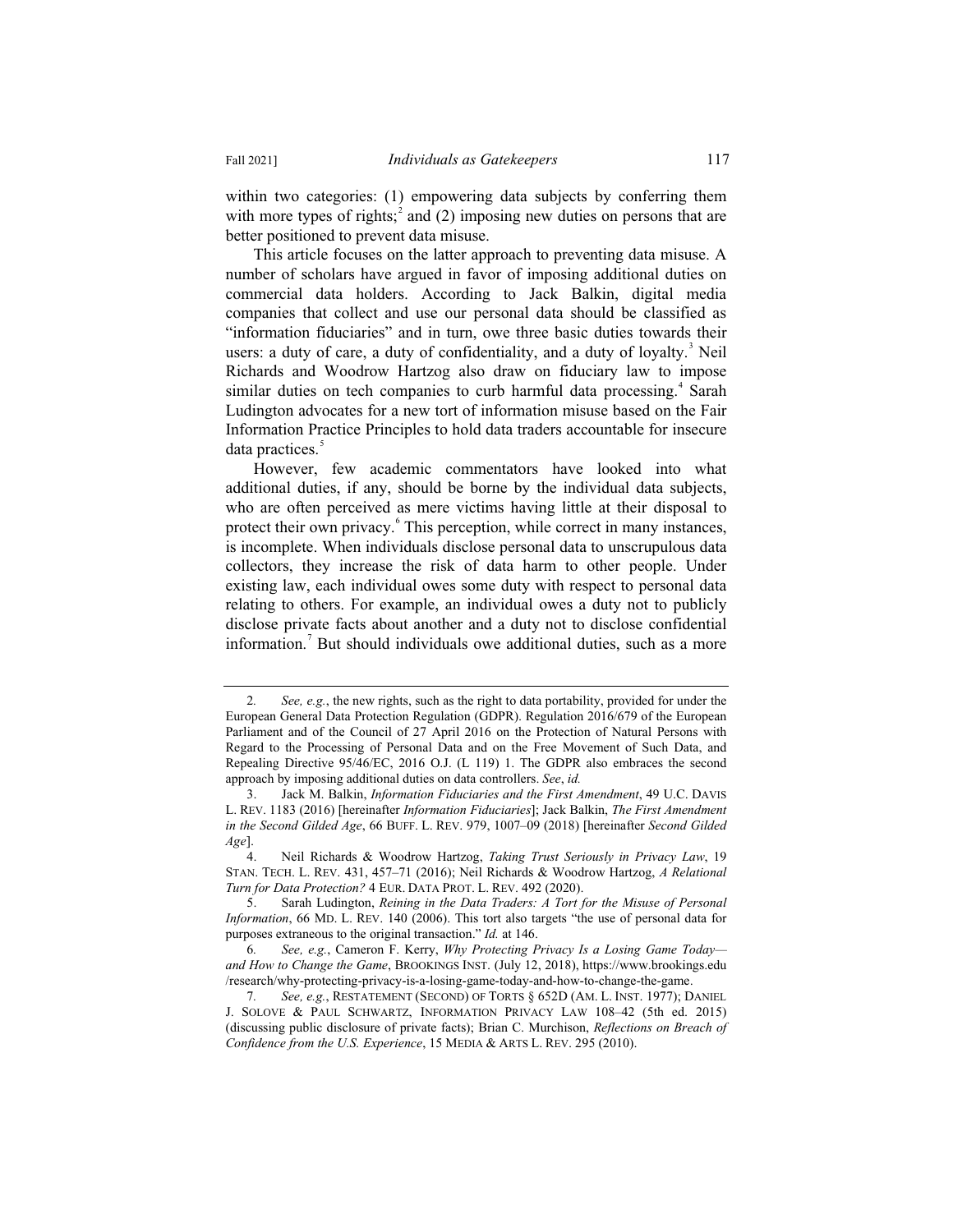within two categories: (1) empowering data subjects by conferring them with more types of rights;[2] and (2) imposing new duties on persons that are better positioned to prevent data misuse.

This article focuses on the latter approach to preventing data misuse. A number of scholars have argued in favor of imposing additional duties on commercial data holders. According to Jack Balkin, digital media companies that collect and use our personal data should be classified as "information fiduciaries" and in turn, owe three basic duties towards their users: a duty of care, a duty of confidentiality, and a duty of loyalty.[3] Neil Richards and Woodrow Hartzog also draw on fiduciary law to impose similar duties on tech companies to curb harmful data processing.[4] Sarah Ludington advocates for a new tort of information misuse based on the Fair Information Practice Principles to hold data traders accountable for insecure data practices.[5]

However, few academic commentators have looked into what additional duties, if any, should be borne by the individual data subjects, who are often perceived as mere victims having little at their disposal to protect their own privacy.[6] This perception, while correct in many instances, is incomplete. When individuals disclose personal data to unscrupulous data collectors, they increase the risk of data harm to other people. Under existing law, each individual owes some duty with respect to personal data relating to others. For example, an individual owes a duty not to publicly disclose private facts about another and a duty not to disclose confidential information.[7] But should individuals owe additional duties, such as a more

---

2. *See, e.g.*, the new rights, such as the right to data portability, provided for under the European General Data Protection Regulation (GDPR). Regulation 2016/679 of the European Parliament and of the Council of 27 April 2016 on the Protection of Natural Persons with Regard to the Processing of Personal Data and on the Free Movement of Such Data, and Repealing Directive 95/46/EC, 2016 O.J. (L 119) 1. The GDPR also embraces the second approach by imposing additional duties on data controllers. *See*, *id.*

3. Jack M. Balkin, *Information Fiduciaries and the First Amendment*, 49 U.C. DAVIS L. REV. 1183 (2016) [hereinafter *Information Fiduciaries*]; Jack Balkin, *The First Amendment in the Second Gilded Age*, 66 BUFF. L. REV. 979, 1007–09 (2018) [hereinafter *Second Gilded Age*].

4. Neil Richards & Woodrow Hartzog, *Taking Trust Seriously in Privacy Law*, 19 STAN. TECH. L. REV. 431, 457–71 (2016); Neil Richards & Woodrow Hartzog, *A Relational Turn for Data Protection?* 4 EUR. DATA PROT. L. REV. 492 (2020).

5. Sarah Ludington, *Reining in the Data Traders: A Tort for the Misuse of Personal Information*, 66 MD. L. REV. 140 (2006). This tort also targets "the use of personal data for purposes extraneous to the original transaction." *Id.* at 146.

6. *See, e.g.*, Cameron F. Kerry, *Why Protecting Privacy Is a Losing Game Today—and How to Change the Game*, BROOKINGS INST. (July 12, 2018), https://www.brookings.edu/research/why-protecting-privacy-is-a-losing-game-today-and-how-to-change-the-game.

7. *See, e.g.*, RESTATEMENT (SECOND) OF TORTS § 652D (AM. L. INST. 1977); DANIEL J. SOLOVE & PAUL SCHWARTZ, INFORMATION PRIVACY LAW 108–42 (5th ed. 2015) (discussing public disclosure of private facts); Brian C. Murchison, *Reflections on Breach of Confidence from the U.S. Experience*, 15 MEDIA & ARTS L. REV. 295 (2010).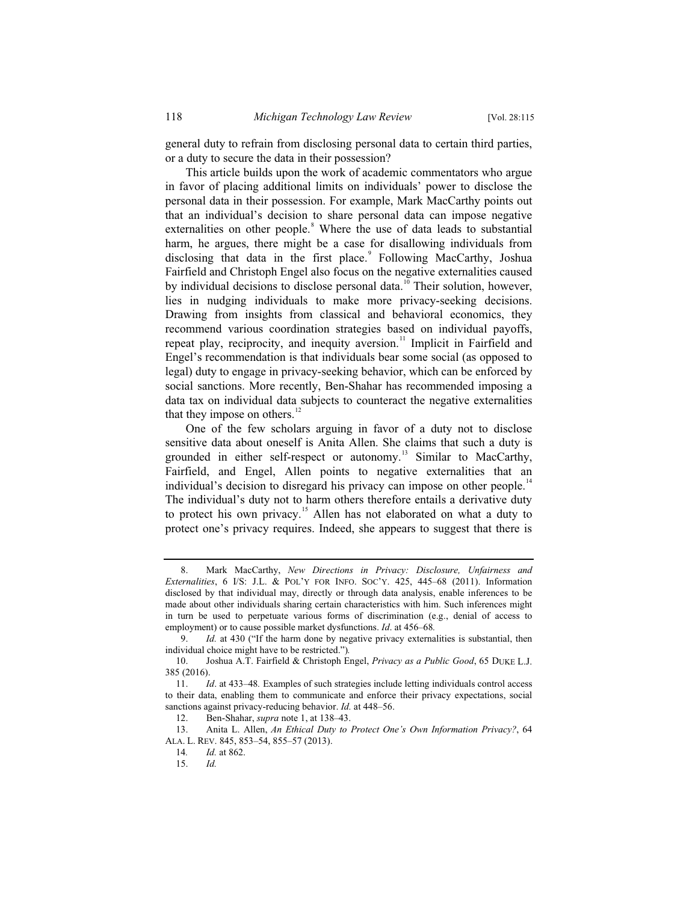general duty to refrain from disclosing personal data to certain third parties, or a duty to secure the data in their possession?

This article builds upon the work of academic commentators who argue in favor of placing additional limits on individuals' power to disclose the personal data in their possession. For example, Mark MacCarthy points out that an individual's decision to share personal data can impose negative externalities on other people.[8] Where the use of data leads to substantial harm, he argues, there might be a case for disallowing individuals from disclosing that data in the first place.[9] Following MacCarthy, Joshua Fairfield and Christoph Engel also focus on the negative externalities caused by individual decisions to disclose personal data.[10] Their solution, however, lies in nudging individuals to make more privacy-seeking decisions. Drawing from insights from classical and behavioral economics, they recommend various coordination strategies based on individual payoffs, repeat play, reciprocity, and inequity aversion.[11] Implicit in Fairfield and Engel's recommendation is that individuals bear some social (as opposed to legal) duty to engage in privacy-seeking behavior, which can be enforced by social sanctions. More recently, Ben-Shahar has recommended imposing a data tax on individual data subjects to counteract the negative externalities that they impose on others.[12]

One of the few scholars arguing in favor of a duty not to disclose sensitive data about oneself is Anita Allen. She claims that such a duty is grounded in either self-respect or autonomy.[13] Similar to MacCarthy, Fairfield, and Engel, Allen points to negative externalities that an individual's decision to disregard his privacy can impose on other people.[14] The individual's duty not to harm others therefore entails a derivative duty to protect his own privacy.[15] Allen has not elaborated on what a duty to protect one's privacy requires. Indeed, she appears to suggest that there is

---

8. Mark MacCarthy, *New Directions in Privacy: Disclosure, Unfairness and Externalities*, 6 I/S: J.L. & POL'Y FOR INFO. SOC'Y. 425, 445–68 (2011). Information disclosed by that individual may, directly or through data analysis, enable inferences to be made about other individuals sharing certain characteristics with him. Such inferences might in turn be used to perpetuate various forms of discrimination (e.g., denial of access to employment) or to cause possible market dysfunctions. *Id*. at 456–68.

9. *Id.* at 430 ("If the harm done by negative privacy externalities is substantial, then individual choice might have to be restricted.").

10. Joshua A.T. Fairfield & Christoph Engel, *Privacy as a Public Good*, 65 DUKE L.J. 385 (2016).

11. *Id*. at 433–48. Examples of such strategies include letting individuals control access to their data, enabling them to communicate and enforce their privacy expectations, social sanctions against privacy-reducing behavior. *Id.* at 448–56.

12. Ben-Shahar, *supra* note 1, at 138–43.

13. Anita L. Allen, *An Ethical Duty to Protect One's Own Information Privacy?*, 64 ALA. L. REV. 845, 853–54, 855–57 (2013).

14. *Id.* at 862.

15. *Id.*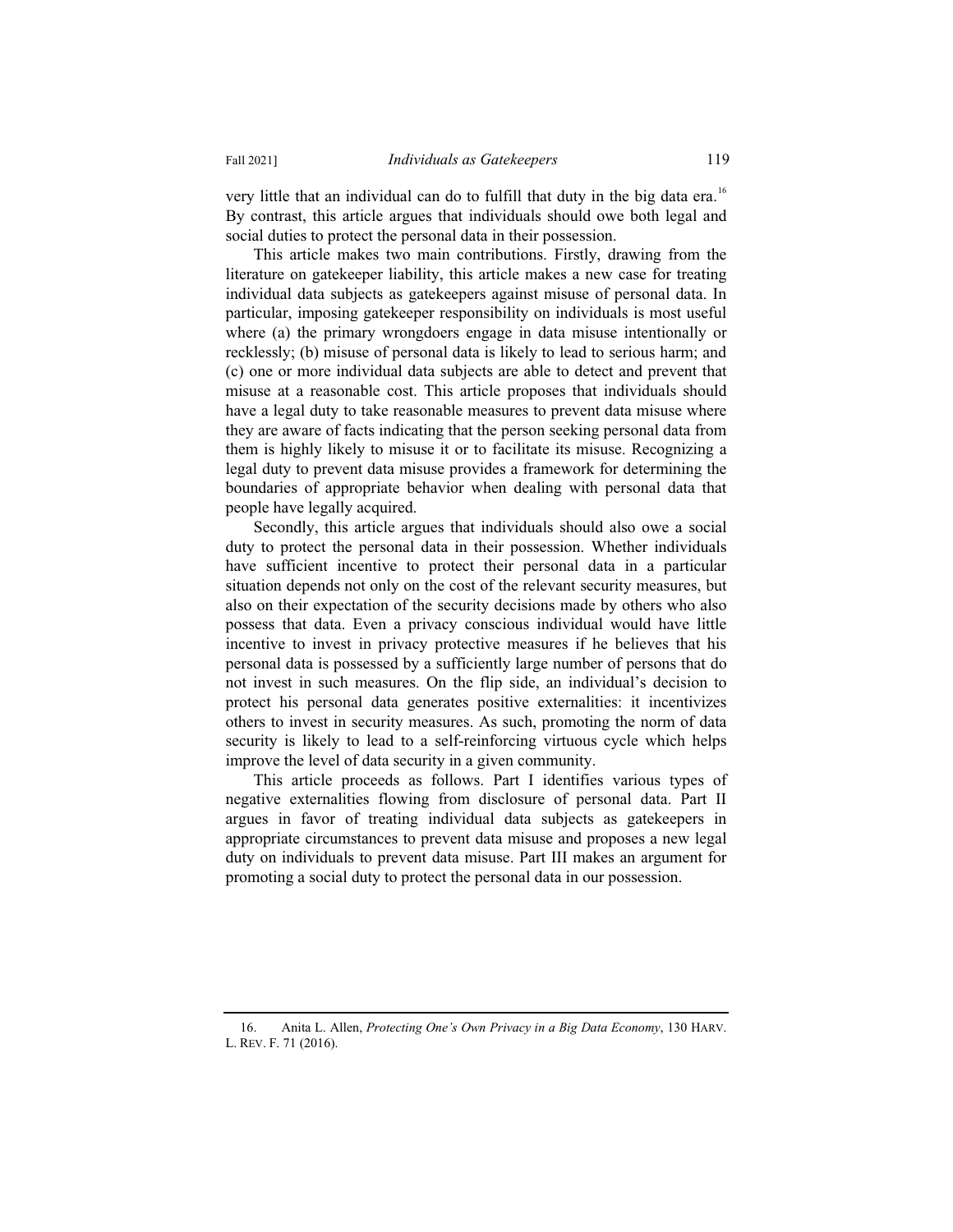very little that an individual can do to fulfill that duty in the big data era.[16] By contrast, this article argues that individuals should owe both legal and social duties to protect the personal data in their possession.

This article makes two main contributions. Firstly, drawing from the literature on gatekeeper liability, this article makes a new case for treating individual data subjects as gatekeepers against misuse of personal data. In particular, imposing gatekeeper responsibility on individuals is most useful where (a) the primary wrongdoers engage in data misuse intentionally or recklessly; (b) misuse of personal data is likely to lead to serious harm; and (c) one or more individual data subjects are able to detect and prevent that misuse at a reasonable cost. This article proposes that individuals should have a legal duty to take reasonable measures to prevent data misuse where they are aware of facts indicating that the person seeking personal data from them is highly likely to misuse it or to facilitate its misuse. Recognizing a legal duty to prevent data misuse provides a framework for determining the boundaries of appropriate behavior when dealing with personal data that people have legally acquired.

Secondly, this article argues that individuals should also owe a social duty to protect the personal data in their possession. Whether individuals have sufficient incentive to protect their personal data in a particular situation depends not only on the cost of the relevant security measures, but also on their expectation of the security decisions made by others who also possess that data. Even a privacy conscious individual would have little incentive to invest in privacy protective measures if he believes that his personal data is possessed by a sufficiently large number of persons that do not invest in such measures. On the flip side, an individual's decision to protect his personal data generates positive externalities: it incentivizes others to invest in security measures. As such, promoting the norm of data security is likely to lead to a self-reinforcing virtuous cycle which helps improve the level of data security in a given community.

This article proceeds as follows. Part I identifies various types of negative externalities flowing from disclosure of personal data. Part II argues in favor of treating individual data subjects as gatekeepers in appropriate circumstances to prevent data misuse and proposes a new legal duty on individuals to prevent data misuse. Part III makes an argument for promoting a social duty to protect the personal data in our possession.

---

16. Anita L. Allen, *Protecting One's Own Privacy in a Big Data Economy*, 130 HARV. L. REV. F. 71 (2016).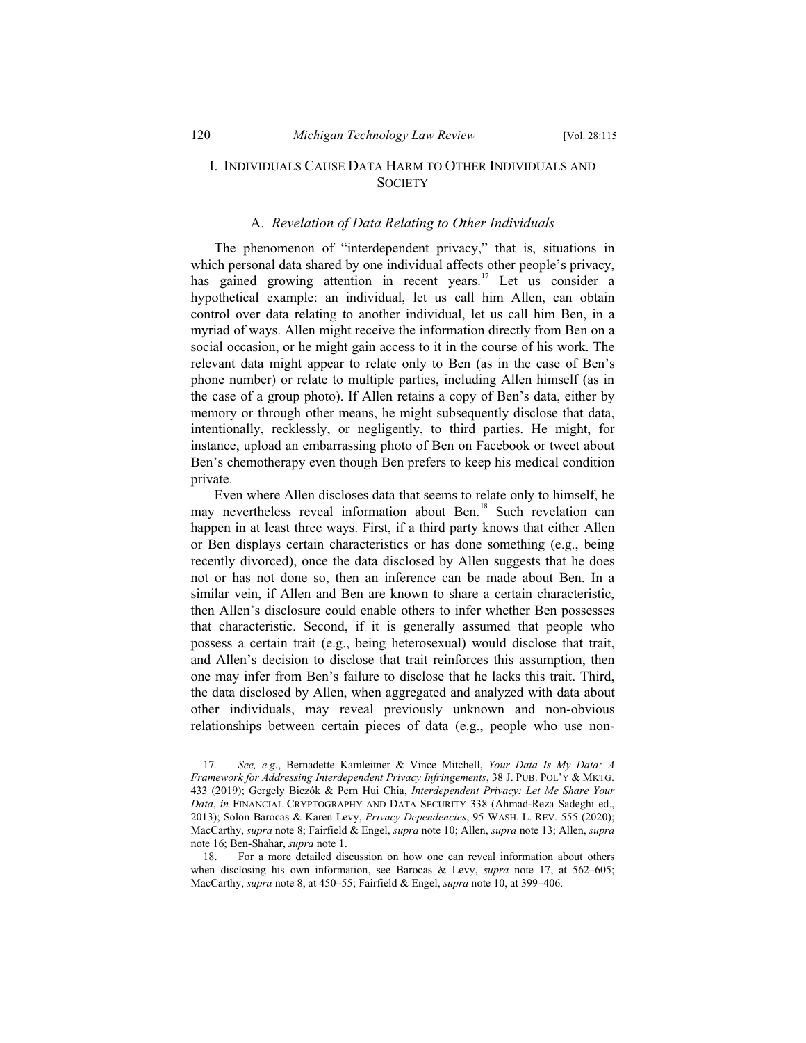# I. Individuals Cause Data Harm to Other Individuals and Society

## A. *Revelation of Data Relating to Other Individuals*

The phenomenon of "interdependent privacy," that is, situations in which personal data shared by one individual affects other people's privacy, has gained growing attention in recent years.[17] Let us consider a hypothetical example: an individual, let us call him Allen, can obtain control over data relating to another individual, let us call him Ben, in a myriad of ways. Allen might receive the information directly from Ben on a social occasion, or he might gain access to it in the course of his work. The relevant data might appear to relate only to Ben (as in the case of Ben's phone number) or relate to multiple parties, including Allen himself (as in the case of a group photo). If Allen retains a copy of Ben's data, either by memory or through other means, he might subsequently disclose that data, intentionally, recklessly, or negligently, to third parties. He might, for instance, upload an embarrassing photo of Ben on Facebook or tweet about Ben's chemotherapy even though Ben prefers to keep his medical condition private.

Even where Allen discloses data that seems to relate only to himself, he may nevertheless reveal information about Ben.[18] Such revelation can happen in at least three ways. First, if a third party knows that either Allen or Ben displays certain characteristics or has done something (e.g., being recently divorced), once the data disclosed by Allen suggests that he does not or has not done so, then an inference can be made about Ben. In a similar vein, if Allen and Ben are known to share a certain characteristic, then Allen's disclosure could enable others to infer whether Ben possesses that characteristic. Second, if it is generally assumed that people who possess a certain trait (e.g., being heterosexual) would disclose that trait, and Allen's decision to disclose that trait reinforces this assumption, then one may infer from Ben's failure to disclose that he lacks this trait. Third, the data disclosed by Allen, when aggregated and analyzed with data about other individuals, may reveal previously unknown and non-obvious relationships between certain pieces of data (e.g., people who use non-

---

17. *See, e.g.*, Bernadette Kamleitner & Vince Mitchell, *Your Data Is My Data: A Framework for Addressing Interdependent Privacy Infringements*, 38 J. PUB. POL'Y & MKTG. 433 (2019); Gergely Biczók & Pern Hui Chia, *Interdependent Privacy: Let Me Share Your Data*, *in* FINANCIAL CRYPTOGRAPHY AND DATA SECURITY 338 (Ahmad-Reza Sadeghi ed., 2013); Solon Barocas & Karen Levy, *Privacy Dependencies*, 95 WASH. L. REV. 555 (2020); MacCarthy, *supra* note 8; Fairfield & Engel, *supra* note 10; Allen, *supra* note 13; Allen, *supra* note 16; Ben-Shahar, *supra* note 1.

18. For a more detailed discussion on how one can reveal information about others when disclosing his own information, see Barocas & Levy, *supra* note 17, at 562–605; MacCarthy, *supra* note 8, at 450–55; Fairfield & Engel, *supra* note 10, at 399–406.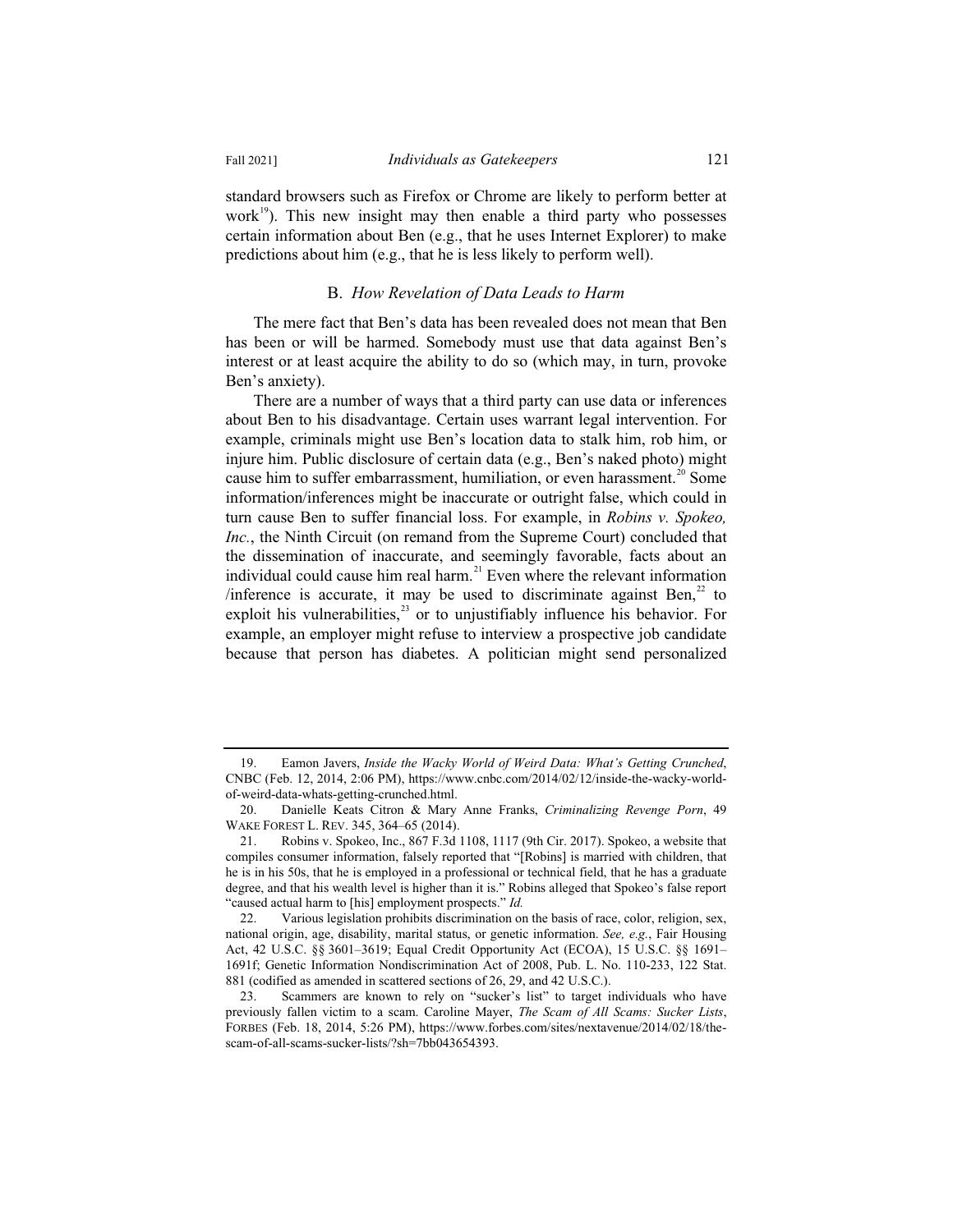standard browsers such as Firefox or Chrome are likely to perform better at work[19]). This new insight may then enable a third party who possesses certain information about Ben (e.g., that he uses Internet Explorer) to make predictions about him (e.g., that he is less likely to perform well).

### B. *How Revelation of Data Leads to Harm*

The mere fact that Ben's data has been revealed does not mean that Ben has been or will be harmed. Somebody must use that data against Ben's interest or at least acquire the ability to do so (which may, in turn, provoke Ben's anxiety).

There are a number of ways that a third party can use data or inferences about Ben to his disadvantage. Certain uses warrant legal intervention. For example, criminals might use Ben's location data to stalk him, rob him, or injure him. Public disclosure of certain data (e.g., Ben's naked photo) might cause him to suffer embarrassment, humiliation, or even harassment.[20] Some information/inferences might be inaccurate or outright false, which could in turn cause Ben to suffer financial loss. For example, in *Robins v. Spokeo, Inc.*, the Ninth Circuit (on remand from the Supreme Court) concluded that the dissemination of inaccurate, and seemingly favorable, facts about an individual could cause him real harm.[21] Even where the relevant information /inference is accurate, it may be used to discriminate against Ben,[22] to exploit his vulnerabilities,[23] or to unjustifiably influence his behavior. For example, an employer might refuse to interview a prospective job candidate because that person has diabetes. A politician might send personalized

---

19. Eamon Javers, *Inside the Wacky World of Weird Data: What's Getting Crunched*, CNBC (Feb. 12, 2014, 2:06 PM), https://www.cnbc.com/2014/02/12/inside-the-wacky-world-of-weird-data-whats-getting-crunched.html.

20. Danielle Keats Citron & Mary Anne Franks, *Criminalizing Revenge Porn*, 49 WAKE FOREST L. REV. 345, 364–65 (2014).

21. Robins v. Spokeo, Inc., 867 F.3d 1108, 1117 (9th Cir. 2017). Spokeo, a website that compiles consumer information, falsely reported that "[Robins] is married with children, that he is in his 50s, that he is employed in a professional or technical field, that he has a graduate degree, and that his wealth level is higher than it is." Robins alleged that Spokeo's false report "caused actual harm to [his] employment prospects." *Id.*

22. Various legislation prohibits discrimination on the basis of race, color, religion, sex, national origin, age, disability, marital status, or genetic information. *See, e.g.*, Fair Housing Act, 42 U.S.C. §§ 3601–3619; Equal Credit Opportunity Act (ECOA), 15 U.S.C. §§ 1691–1691f; Genetic Information Nondiscrimination Act of 2008, Pub. L. No. 110-233, 122 Stat. 881 (codified as amended in scattered sections of 26, 29, and 42 U.S.C.).

23. Scammers are known to rely on "sucker's list" to target individuals who have previously fallen victim to a scam. Caroline Mayer, *The Scam of All Scams: Sucker Lists*, FORBES (Feb. 18, 2014, 5:26 PM), https://www.forbes.com/sites/nextavenue/2014/02/18/the-scam-of-all-scams-sucker-lists/?sh=7bb043654393.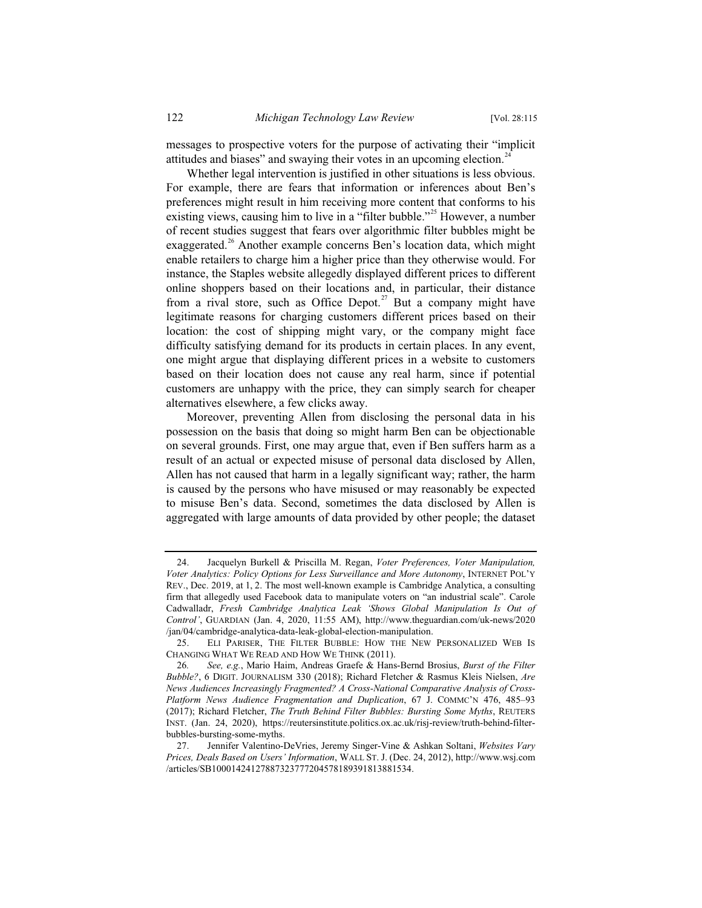messages to prospective voters for the purpose of activating their "implicit attitudes and biases" and swaying their votes in an upcoming election.[24]

Whether legal intervention is justified in other situations is less obvious. For example, there are fears that information or inferences about Ben's preferences might result in him receiving more content that conforms to his existing views, causing him to live in a "filter bubble."[25] However, a number of recent studies suggest that fears over algorithmic filter bubbles might be exaggerated.[26] Another example concerns Ben's location data, which might enable retailers to charge him a higher price than they otherwise would. For instance, the Staples website allegedly displayed different prices to different online shoppers based on their locations and, in particular, their distance from a rival store, such as Office Depot.[27] But a company might have legitimate reasons for charging customers different prices based on their location: the cost of shipping might vary, or the company might face difficulty satisfying demand for its products in certain places. In any event, one might argue that displaying different prices in a website to customers based on their location does not cause any real harm, since if potential customers are unhappy with the price, they can simply search for cheaper alternatives elsewhere, a few clicks away.

Moreover, preventing Allen from disclosing the personal data in his possession on the basis that doing so might harm Ben can be objectionable on several grounds. First, one may argue that, even if Ben suffers harm as a result of an actual or expected misuse of personal data disclosed by Allen, Allen has not caused that harm in a legally significant way; rather, the harm is caused by the persons who have misused or may reasonably be expected to misuse Ben's data. Second, sometimes the data disclosed by Allen is aggregated with large amounts of data provided by other people; the dataset

---

24. Jacquelyn Burkell & Priscilla M. Regan, *Voter Preferences, Voter Manipulation, Voter Analytics: Policy Options for Less Surveillance and More Autonomy*, INTERNET POL'Y REV., Dec. 2019, at 1, 2. The most well-known example is Cambridge Analytica, a consulting firm that allegedly used Facebook data to manipulate voters on "an industrial scale". Carole Cadwalladr, *Fresh Cambridge Analytica Leak 'Shows Global Manipulation Is Out of Control'*, GUARDIAN (Jan. 4, 2020, 11:55 AM), http://www.theguardian.com/uk-news/2020/jan/04/cambridge-analytica-data-leak-global-election-manipulation.

25. ELI PARISER, THE FILTER BUBBLE: HOW THE NEW PERSONALIZED WEB IS CHANGING WHAT WE READ AND HOW WE THINK (2011).

26. *See, e.g.*, Mario Haim, Andreas Graefe & Hans-Bernd Brosius, *Burst of the Filter Bubble?*, 6 DIGIT. JOURNALISM 330 (2018); Richard Fletcher & Rasmus Kleis Nielsen, *Are News Audiences Increasingly Fragmented? A Cross-National Comparative Analysis of Cross-Platform News Audience Fragmentation and Duplication*, 67 J. COMMC'N 476, 485–93 (2017); Richard Fletcher, *The Truth Behind Filter Bubbles: Bursting Some Myths*, REUTERS INST. (Jan. 24, 2020), https://reutersinstitute.politics.ox.ac.uk/risj-review/truth-behind-filter-bubbles-bursting-some-myths.

27. Jennifer Valentino-DeVries, Jeremy Singer-Vine & Ashkan Soltani, *Websites Vary Prices, Deals Based on Users' Information*, WALL ST. J. (Dec. 24, 2012), http://www.wsj.com/articles/SB10001424127887323777204578189391813881534.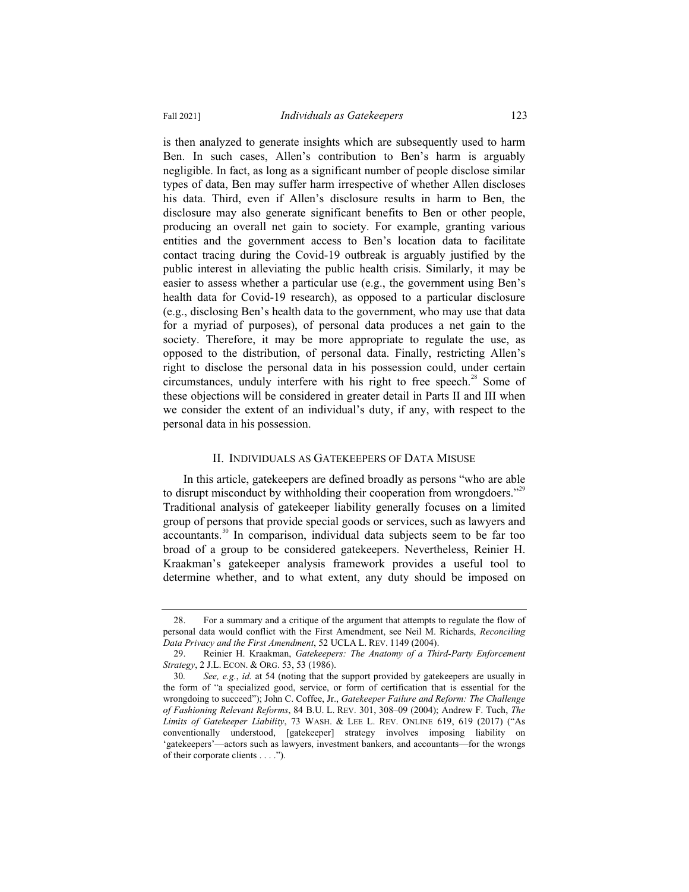is then analyzed to generate insights which are subsequently used to harm Ben. In such cases, Allen's contribution to Ben's harm is arguably negligible. In fact, as long as a significant number of people disclose similar types of data, Ben may suffer harm irrespective of whether Allen discloses his data. Third, even if Allen's disclosure results in harm to Ben, the disclosure may also generate significant benefits to Ben or other people, producing an overall net gain to society. For example, granting various entities and the government access to Ben's location data to facilitate contact tracing during the Covid-19 outbreak is arguably justified by the public interest in alleviating the public health crisis. Similarly, it may be easier to assess whether a particular use (e.g., the government using Ben's health data for Covid-19 research), as opposed to a particular disclosure (e.g., disclosing Ben's health data to the government, who may use that data for a myriad of purposes), of personal data produces a net gain to the society. Therefore, it may be more appropriate to regulate the use, as opposed to the distribution, of personal data. Finally, restricting Allen's right to disclose the personal data in his possession could, under certain circumstances, unduly interfere with his right to free speech.[28] Some of these objections will be considered in greater detail in Parts II and III when we consider the extent of an individual's duty, if any, with respect to the personal data in his possession.

## II. Individuals as Gatekeepers of Data Misuse

In this article, gatekeepers are defined broadly as persons "who are able to disrupt misconduct by withholding their cooperation from wrongdoers."[29] Traditional analysis of gatekeeper liability generally focuses on a limited group of persons that provide special goods or services, such as lawyers and accountants.[30] In comparison, individual data subjects seem to be far too broad of a group to be considered gatekeepers. Nevertheless, Reinier H. Kraakman's gatekeeper analysis framework provides a useful tool to determine whether, and to what extent, any duty should be imposed on

---

28. For a summary and a critique of the argument that attempts to regulate the flow of personal data would conflict with the First Amendment, see Neil M. Richards, *Reconciling Data Privacy and the First Amendment*, 52 UCLA L. REV. 1149 (2004).

29. Reinier H. Kraakman, *Gatekeepers: The Anatomy of a Third-Party Enforcement Strategy*, 2 J.L. ECON. & ORG. 53, 53 (1986).

30. *See, e.g.*, *id.* at 54 (noting that the support provided by gatekeepers are usually in the form of "a specialized good, service, or form of certification that is essential for the wrongdoing to succeed"); John C. Coffee, Jr., *Gatekeeper Failure and Reform: The Challenge of Fashioning Relevant Reforms*, 84 B.U. L. REV. 301, 308–09 (2004); Andrew F. Tuch, *The Limits of Gatekeeper Liability*, 73 WASH. & LEE L. REV. ONLINE 619, 619 (2017) ("As conventionally understood, [gatekeeper] strategy involves imposing liability on 'gatekeepers'—actors such as lawyers, investment bankers, and accountants—for the wrongs of their corporate clients . . . .").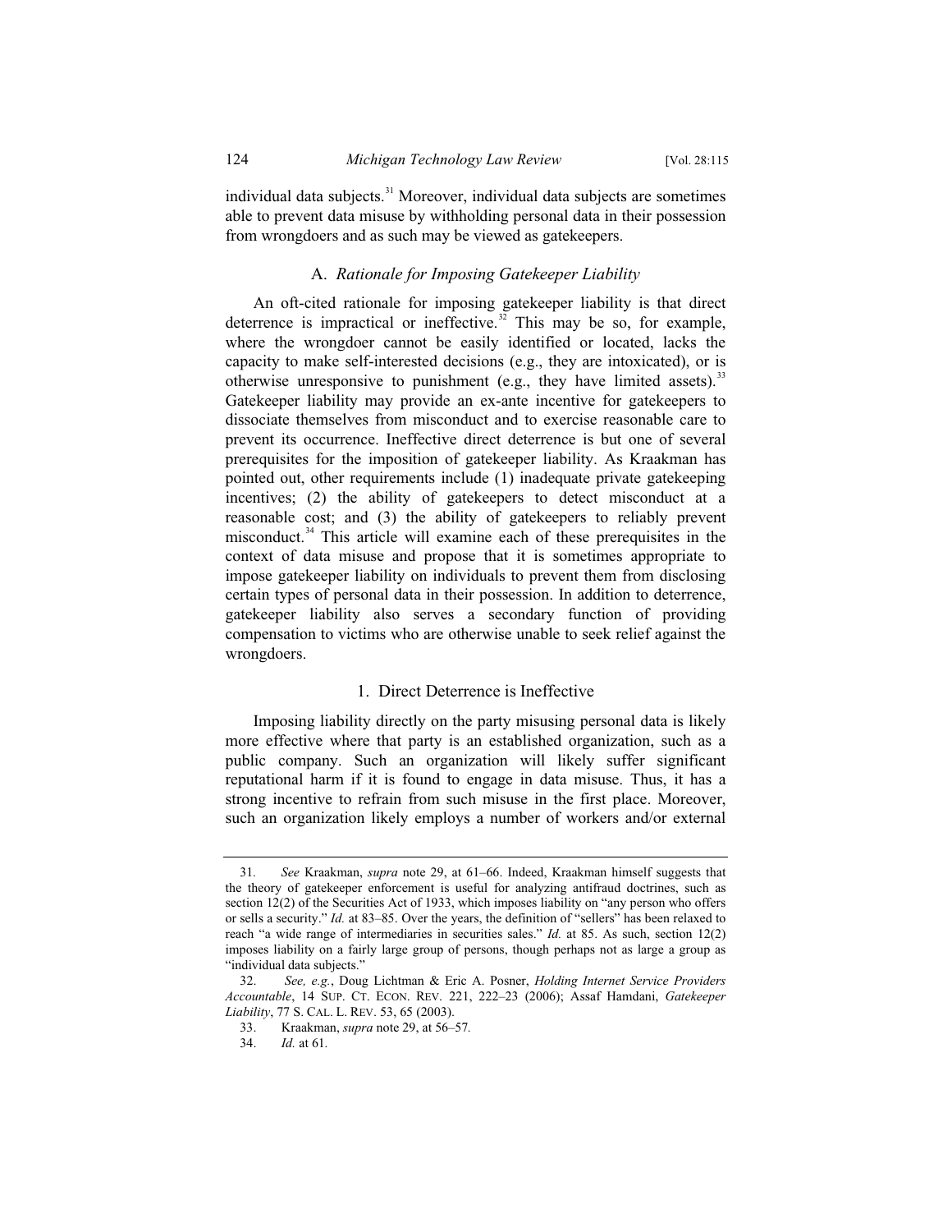individual data subjects.[31] Moreover, individual data subjects are sometimes able to prevent data misuse by withholding personal data in their possession from wrongdoers and as such may be viewed as gatekeepers.

### A. *Rationale for Imposing Gatekeeper Liability*

An oft-cited rationale for imposing gatekeeper liability is that direct deterrence is impractical or ineffective.[32] This may be so, for example, where the wrongdoer cannot be easily identified or located, lacks the capacity to make self-interested decisions (e.g., they are intoxicated), or is otherwise unresponsive to punishment (e.g., they have limited assets).[33] Gatekeeper liability may provide an ex-ante incentive for gatekeepers to dissociate themselves from misconduct and to exercise reasonable care to prevent its occurrence. Ineffective direct deterrence is but one of several prerequisites for the imposition of gatekeeper liability. As Kraakman has pointed out, other requirements include (1) inadequate private gatekeeping incentives; (2) the ability of gatekeepers to detect misconduct at a reasonable cost; and (3) the ability of gatekeepers to reliably prevent misconduct.[34] This article will examine each of these prerequisites in the context of data misuse and propose that it is sometimes appropriate to impose gatekeeper liability on individuals to prevent them from disclosing certain types of personal data in their possession. In addition to deterrence, gatekeeper liability also serves a secondary function of providing compensation to victims who are otherwise unable to seek relief against the wrongdoers.

#### 1. Direct Deterrence is Ineffective

Imposing liability directly on the party misusing personal data is likely more effective where that party is an established organization, such as a public company. Such an organization will likely suffer significant reputational harm if it is found to engage in data misuse. Thus, it has a strong incentive to refrain from such misuse in the first place. Moreover, such an organization likely employs a number of workers and/or external

---

31. *See* Kraakman, *supra* note 29, at 61–66. Indeed, Kraakman himself suggests that the theory of gatekeeper enforcement is useful for analyzing antifraud doctrines, such as section 12(2) of the Securities Act of 1933, which imposes liability on "any person who offers or sells a security." *Id.* at 83–85. Over the years, the definition of "sellers" has been relaxed to reach "a wide range of intermediaries in securities sales." *Id.* at 85. As such, section 12(2) imposes liability on a fairly large group of persons, though perhaps not as large a group as "individual data subjects."

32. *See, e.g.*, Doug Lichtman & Eric A. Posner, *Holding Internet Service Providers Accountable*, 14 SUP. CT. ECON. REV. 221, 222–23 (2006); Assaf Hamdani, *Gatekeeper Liability*, 77 S. CAL. L. REV. 53, 65 (2003).

33. Kraakman, *supra* note 29, at 56–57.

34. *Id.* at 61.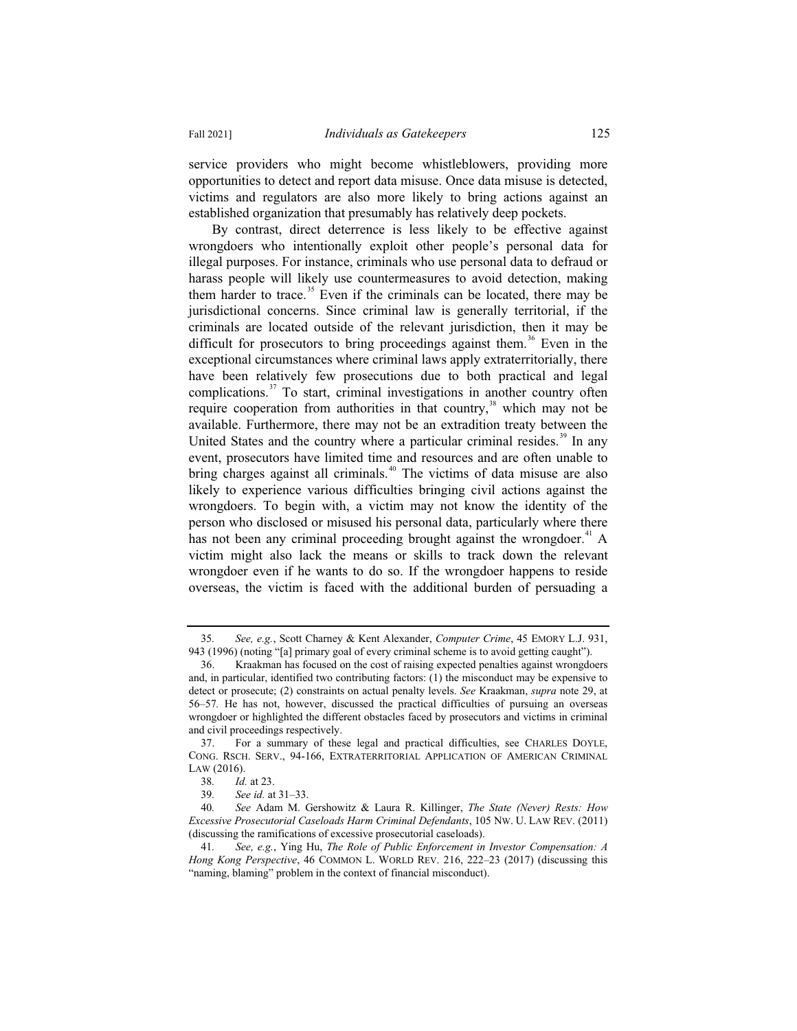service providers who might become whistleblowers, providing more opportunities to detect and report data misuse. Once data misuse is detected, victims and regulators are also more likely to bring actions against an established organization that presumably has relatively deep pockets.

By contrast, direct deterrence is less likely to be effective against wrongdoers who intentionally exploit other people's personal data for illegal purposes. For instance, criminals who use personal data to defraud or harass people will likely use countermeasures to avoid detection, making them harder to trace.[35] Even if the criminals can be located, there may be jurisdictional concerns. Since criminal law is generally territorial, if the criminals are located outside of the relevant jurisdiction, then it may be difficult for prosecutors to bring proceedings against them.[36] Even in the exceptional circumstances where criminal laws apply extraterritorially, there have been relatively few prosecutions due to both practical and legal complications.[37] To start, criminal investigations in another country often require cooperation from authorities in that country,[38] which may not be available. Furthermore, there may not be an extradition treaty between the United States and the country where a particular criminal resides.[39] In any event, prosecutors have limited time and resources and are often unable to bring charges against all criminals.[40] The victims of data misuse are also likely to experience various difficulties bringing civil actions against the wrongdoers. To begin with, a victim may not know the identity of the person who disclosed or misused his personal data, particularly where there has not been any criminal proceeding brought against the wrongdoer.[41] A victim might also lack the means or skills to track down the relevant wrongdoer even if he wants to do so. If the wrongdoer happens to reside overseas, the victim is faced with the additional burden of persuading a

---

35. *See, e.g.*, Scott Charney & Kent Alexander, *Computer Crime*, 45 EMORY L.J. 931, 943 (1996) (noting "[a] primary goal of every criminal scheme is to avoid getting caught").

36. Kraakman has focused on the cost of raising expected penalties against wrongdoers and, in particular, identified two contributing factors: (1) the misconduct may be expensive to detect or prosecute; (2) constraints on actual penalty levels. *See* Kraakman, *supra* note 29, at 56–57*.* He has not, however, discussed the practical difficulties of pursuing an overseas wrongdoer or highlighted the different obstacles faced by prosecutors and victims in criminal and civil proceedings respectively.

37. For a summary of these legal and practical difficulties, see CHARLES DOYLE, CONG. RSCH. SERV., 94-166, EXTRATERRITORIAL APPLICATION OF AMERICAN CRIMINAL LAW (2016).

38. *Id.* at 23.

39. *See id.* at 31–33.

40. *See* Adam M. Gershowitz & Laura R. Killinger, *The State (Never) Rests: How Excessive Prosecutorial Caseloads Harm Criminal Defendants*, 105 NW. U. LAW REV. (2011) (discussing the ramifications of excessive prosecutorial caseloads).

41. *See, e.g.*, Ying Hu, *The Role of Public Enforcement in Investor Compensation: A Hong Kong Perspective*, 46 COMMON L. WORLD REV. 216, 222–23 (2017) (discussing this "naming, blaming" problem in the context of financial misconduct).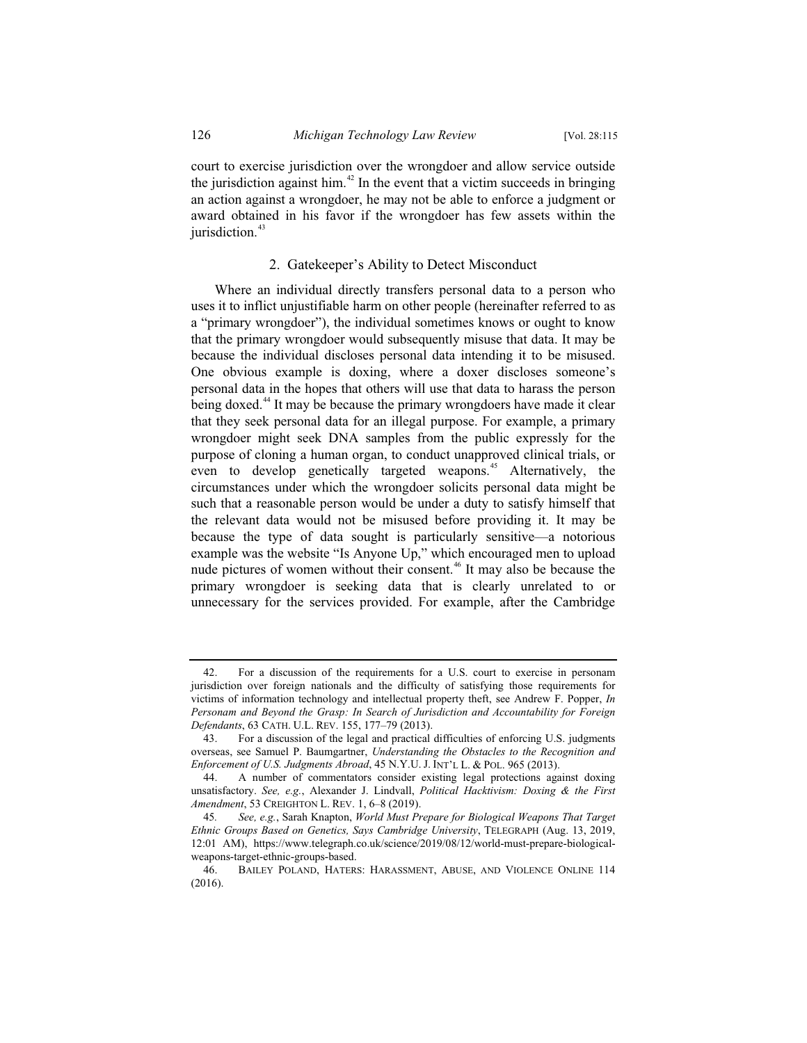court to exercise jurisdiction over the wrongdoer and allow service outside the jurisdiction against him.[42] In the event that a victim succeeds in bringing an action against a wrongdoer, he may not be able to enforce a judgment or award obtained in his favor if the wrongdoer has few assets within the jurisdiction.[43]

### 2. Gatekeeper's Ability to Detect Misconduct

Where an individual directly transfers personal data to a person who uses it to inflict unjustifiable harm on other people (hereinafter referred to as a "primary wrongdoer"), the individual sometimes knows or ought to know that the primary wrongdoer would subsequently misuse that data. It may be because the individual discloses personal data intending it to be misused. One obvious example is doxing, where a doxer discloses someone's personal data in the hopes that others will use that data to harass the person being doxed.[44] It may be because the primary wrongdoers have made it clear that they seek personal data for an illegal purpose. For example, a primary wrongdoer might seek DNA samples from the public expressly for the purpose of cloning a human organ, to conduct unapproved clinical trials, or even to develop genetically targeted weapons.[45] Alternatively, the circumstances under which the wrongdoer solicits personal data might be such that a reasonable person would be under a duty to satisfy himself that the relevant data would not be misused before providing it. It may be because the type of data sought is particularly sensitive—a notorious example was the website "Is Anyone Up," which encouraged men to upload nude pictures of women without their consent.[46] It may also be because the primary wrongdoer is seeking data that is clearly unrelated to or unnecessary for the services provided. For example, after the Cambridge

---

42. For a discussion of the requirements for a U.S. court to exercise in personam jurisdiction over foreign nationals and the difficulty of satisfying those requirements for victims of information technology and intellectual property theft, see Andrew F. Popper, *In Personam and Beyond the Grasp: In Search of Jurisdiction and Accountability for Foreign Defendants*, 63 CATH. U.L. REV. 155, 177–79 (2013).

43. For a discussion of the legal and practical difficulties of enforcing U.S. judgments overseas, see Samuel P. Baumgartner, *Understanding the Obstacles to the Recognition and Enforcement of U.S. Judgments Abroad*, 45 N.Y.U. J. INT'L L. & POL. 965 (2013).

44. A number of commentators consider existing legal protections against doxing unsatisfactory. *See, e.g.*, Alexander J. Lindvall, *Political Hacktivism: Doxing & the First Amendment*, 53 CREIGHTON L. REV. 1, 6–8 (2019).

45. *See, e.g.*, Sarah Knapton, *World Must Prepare for Biological Weapons That Target Ethnic Groups Based on Genetics, Says Cambridge University*, TELEGRAPH (Aug. 13, 2019, 12:01 AM), https://www.telegraph.co.uk/science/2019/08/12/world-must-prepare-biological-weapons-target-ethnic-groups-based.

46. BAILEY POLAND, HATERS: HARASSMENT, ABUSE, AND VIOLENCE ONLINE 114 (2016).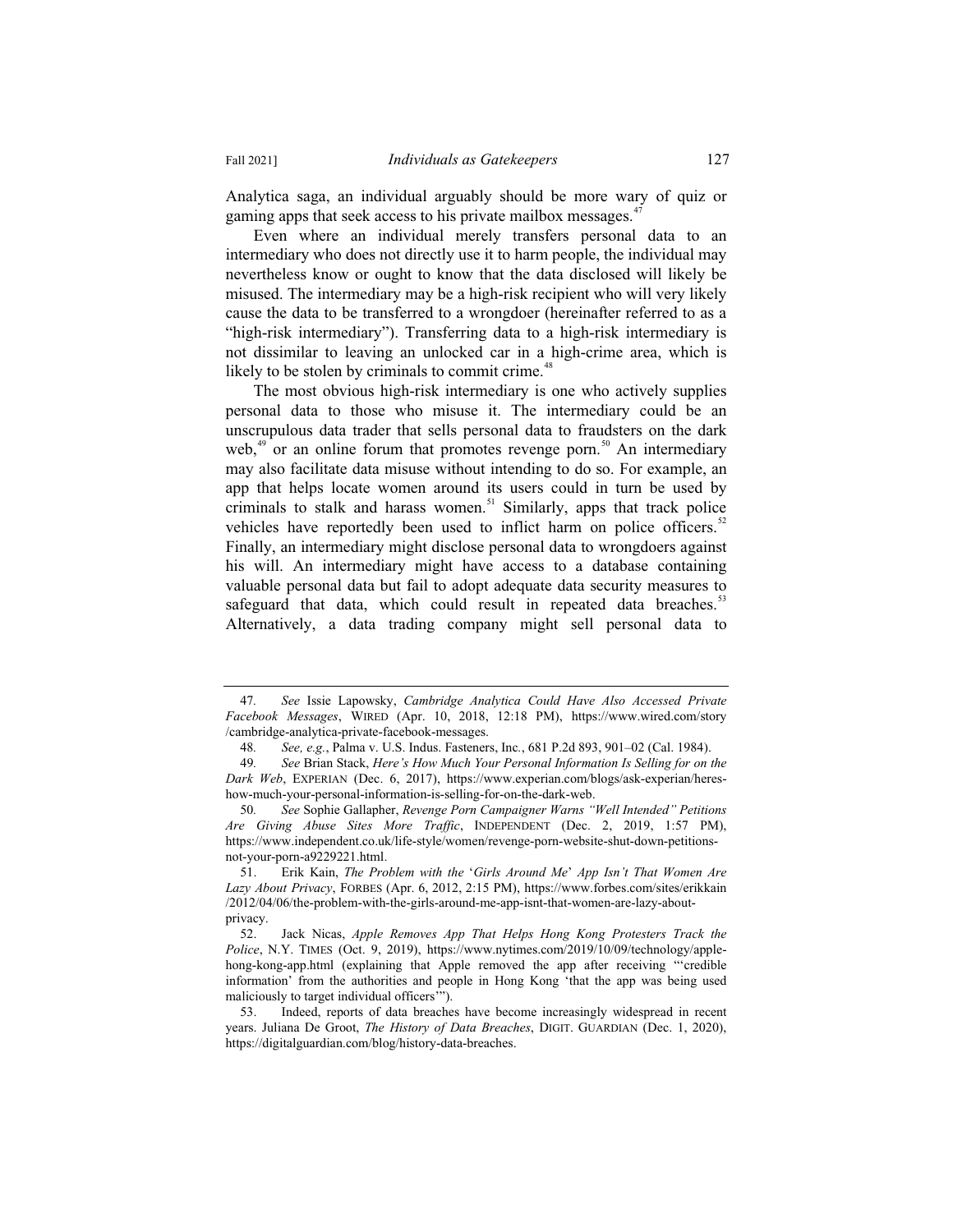Analytica saga, an individual arguably should be more wary of quiz or gaming apps that seek access to his private mailbox messages.[47]

Even where an individual merely transfers personal data to an intermediary who does not directly use it to harm people, the individual may nevertheless know or ought to know that the data disclosed will likely be misused. The intermediary may be a high-risk recipient who will very likely cause the data to be transferred to a wrongdoer (hereinafter referred to as a "high-risk intermediary"). Transferring data to a high-risk intermediary is not dissimilar to leaving an unlocked car in a high-crime area, which is likely to be stolen by criminals to commit crime.[48]

The most obvious high-risk intermediary is one who actively supplies personal data to those who misuse it. The intermediary could be an unscrupulous data trader that sells personal data to fraudsters on the dark web,[49] or an online forum that promotes revenge porn.[50] An intermediary may also facilitate data misuse without intending to do so. For example, an app that helps locate women around its users could in turn be used by criminals to stalk and harass women.[51] Similarly, apps that track police vehicles have reportedly been used to inflict harm on police officers.[52] Finally, an intermediary might disclose personal data to wrongdoers against his will. An intermediary might have access to a database containing valuable personal data but fail to adopt adequate data security measures to safeguard that data, which could result in repeated data breaches.[53] Alternatively, a data trading company might sell personal data to

---

47. *See* Issie Lapowsky, *Cambridge Analytica Could Have Also Accessed Private Facebook Messages*, WIRED (Apr. 10, 2018, 12:18 PM), https://www.wired.com/story/cambridge-analytica-private-facebook-messages.

48. *See, e.g.*, Palma v. U.S. Indus. Fasteners, Inc., 681 P.2d 893, 901–02 (Cal. 1984).

49. *See* Brian Stack, *Here's How Much Your Personal Information Is Selling for on the Dark Web*, EXPERIAN (Dec. 6, 2017), https://www.experian.com/blogs/ask-experian/heres-how-much-your-personal-information-is-selling-for-on-the-dark-web.

50. *See* Sophie Gallapher, *Revenge Porn Campaigner Warns "Well Intended" Petitions Are Giving Abuse Sites More Traffic*, INDEPENDENT (Dec. 2, 2019, 1:57 PM), https://www.independent.co.uk/life-style/women/revenge-porn-website-shut-down-petitions-not-your-porn-a9229221.html.

51. Erik Kain, *The Problem with the 'Girls Around Me' App Isn't That Women Are Lazy About Privacy*, FORBES (Apr. 6, 2012, 2:15 PM), https://www.forbes.com/sites/erikkain/2012/04/06/the-problem-with-the-girls-around-me-app-isnt-that-women-are-lazy-about-privacy.

52. Jack Nicas, *Apple Removes App That Helps Hong Kong Protesters Track the Police*, N.Y. TIMES (Oct. 9, 2019), https://www.nytimes.com/2019/10/09/technology/apple-hong-kong-app.html (explaining that Apple removed the app after receiving "'credible information' from the authorities and people in Hong Kong 'that the app was being used maliciously to target individual officers'").

53. Indeed, reports of data breaches have become increasingly widespread in recent years. Juliana De Groot, *The History of Data Breaches*, DIGIT. GUARDIAN (Dec. 1, 2020), https://digitalguardian.com/blog/history-data-breaches.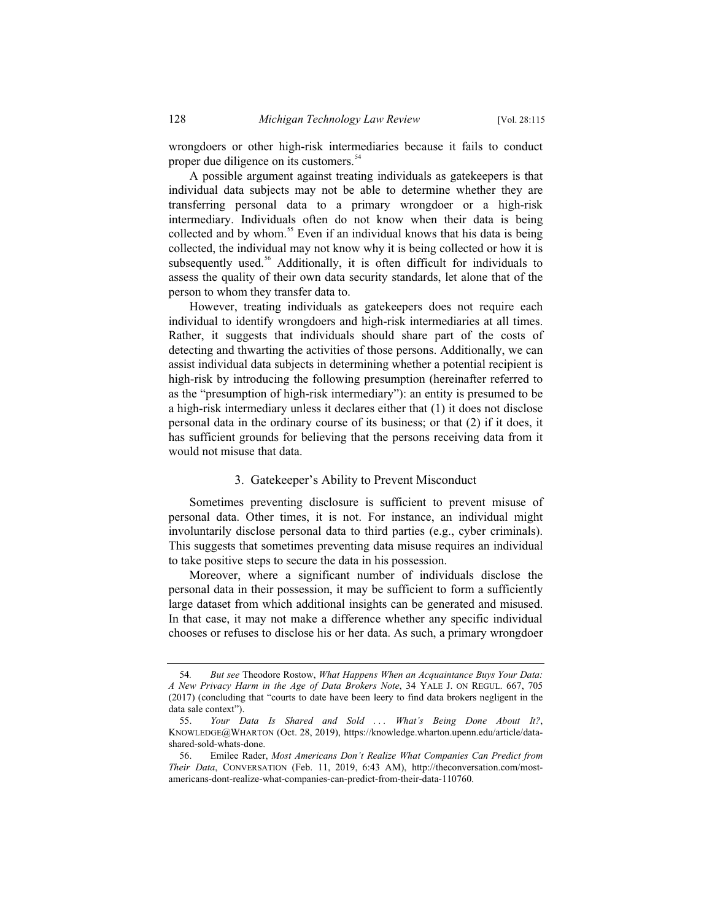wrongdoers or other high-risk intermediaries because it fails to conduct proper due diligence on its customers.[54]

A possible argument against treating individuals as gatekeepers is that individual data subjects may not be able to determine whether they are transferring personal data to a primary wrongdoer or a high-risk intermediary. Individuals often do not know when their data is being collected and by whom.[55] Even if an individual knows that his data is being collected, the individual may not know why it is being collected or how it is subsequently used.[56] Additionally, it is often difficult for individuals to assess the quality of their own data security standards, let alone that of the person to whom they transfer data to.

However, treating individuals as gatekeepers does not require each individual to identify wrongdoers and high-risk intermediaries at all times. Rather, it suggests that individuals should share part of the costs of detecting and thwarting the activities of those persons. Additionally, we can assist individual data subjects in determining whether a potential recipient is high-risk by introducing the following presumption (hereinafter referred to as the "presumption of high-risk intermediary"): an entity is presumed to be a high-risk intermediary unless it declares either that (1) it does not disclose personal data in the ordinary course of its business; or that (2) if it does, it has sufficient grounds for believing that the persons receiving data from it would not misuse that data.

### 3. Gatekeeper's Ability to Prevent Misconduct

Sometimes preventing disclosure is sufficient to prevent misuse of personal data. Other times, it is not. For instance, an individual might involuntarily disclose personal data to third parties (e.g., cyber criminals). This suggests that sometimes preventing data misuse requires an individual to take positive steps to secure the data in his possession.

Moreover, where a significant number of individuals disclose the personal data in their possession, it may be sufficient to form a sufficiently large dataset from which additional insights can be generated and misused. In that case, it may not make a difference whether any specific individual chooses or refuses to disclose his or her data. As such, a primary wrongdoer

---

54. *But see* Theodore Rostow, *What Happens When an Acquaintance Buys Your Data: A New Privacy Harm in the Age of Data Brokers Note*, 34 YALE J. ON REGUL. 667, 705 (2017) (concluding that "courts to date have been leery to find data brokers negligent in the data sale context").

55. *Your Data Is Shared and Sold . . . What's Being Done About It?*, KNOWLEDGE@WHARTON (Oct. 28, 2019), https://knowledge.wharton.upenn.edu/article/data-shared-sold-whats-done.

56. Emilee Rader, *Most Americans Don't Realize What Companies Can Predict from Their Data*, CONVERSATION (Feb. 11, 2019, 6:43 AM), http://theconversation.com/most-americans-dont-realize-what-companies-can-predict-from-their-data-110760.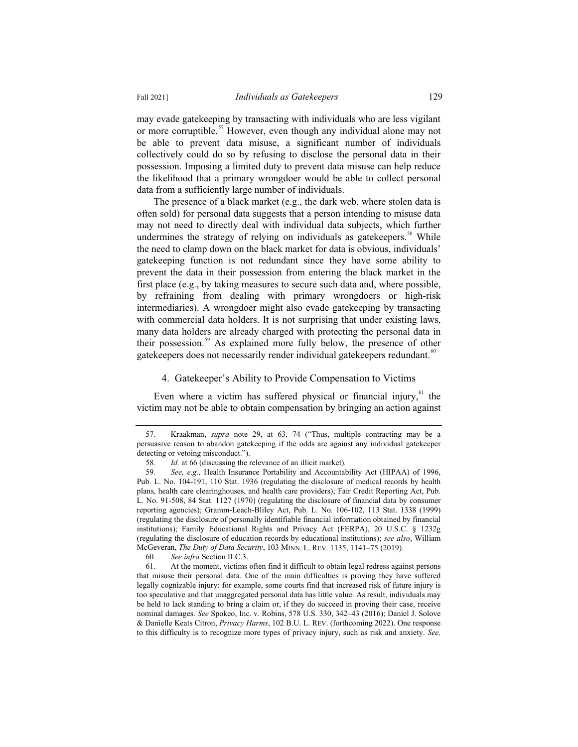may evade gatekeeping by transacting with individuals who are less vigilant or more corruptible.[57] However, even though any individual alone may not be able to prevent data misuse, a significant number of individuals collectively could do so by refusing to disclose the personal data in their possession. Imposing a limited duty to prevent data misuse can help reduce the likelihood that a primary wrongdoer would be able to collect personal data from a sufficiently large number of individuals.

The presence of a black market (e.g., the dark web, where stolen data is often sold) for personal data suggests that a person intending to misuse data may not need to directly deal with individual data subjects, which further undermines the strategy of relying on individuals as gatekeepers.[58] While the need to clamp down on the black market for data is obvious, individuals' gatekeeping function is not redundant since they have some ability to prevent the data in their possession from entering the black market in the first place (e.g., by taking measures to secure such data and, where possible, by refraining from dealing with primary wrongdoers or high-risk intermediaries). A wrongdoer might also evade gatekeeping by transacting with commercial data holders. It is not surprising that under existing laws, many data holders are already charged with protecting the personal data in their possession.[59] As explained more fully below, the presence of other gatekeepers does not necessarily render individual gatekeepers redundant.[60]

#### 4. Gatekeeper's Ability to Provide Compensation to Victims

Even where a victim has suffered physical or financial injury,[61] the victim may not be able to obtain compensation by bringing an action against

---

57. Kraakman, *supra* note 29, at 63, 74 ("Thus, multiple contracting may be a persuasive reason to abandon gatekeeping if the odds are against any individual gatekeeper detecting or vetoing misconduct.").

58. *Id.* at 66 (discussing the relevance of an illicit market).

59. *See, e.g.*, Health Insurance Portability and Accountability Act (HIPAA) of 1996, Pub. L. No. 104-191, 110 Stat. 1936 (regulating the disclosure of medical records by health plans, health care clearinghouses, and health care providers); Fair Credit Reporting Act, Pub. L. No. 91-508, 84 Stat. 1127 (1970) (regulating the disclosure of financial data by consumer reporting agencies); Gramm-Leach-Bliley Act, Pub. L. No. 106-102, 113 Stat. 1338 (1999) (regulating the disclosure of personally identifiable financial information obtained by financial institutions); Family Educational Rights and Privacy Act (FERPA), 20 U.S.C. § 1232g (regulating the disclosure of education records by educational institutions); *see also*, William McGeveran, *The Duty of Data Security*, 103 MINN. L. REV. 1135, 1141–75 (2019).

60. *See infra* Section II.C.3.

61. At the moment, victims often find it difficult to obtain legal redress against persons that misuse their personal data. One of the main difficulties is proving they have suffered legally cognizable injury: for example, some courts find that increased risk of future injury is too speculative and that unaggregated personal data has little value. As result, individuals may be held to lack standing to bring a claim or, if they do succeed in proving their case, receive nominal damages. *See* Spokeo, Inc. v. Robins, 578 U.S. 330, 342–43 (2016); Daniel J. Solove & Danielle Keats Citron, *Privacy Harms*, 102 B.U. L. REV. (forthcoming 2022). One response to this difficulty is to recognize more types of privacy injury, such as risk and anxiety. *See,*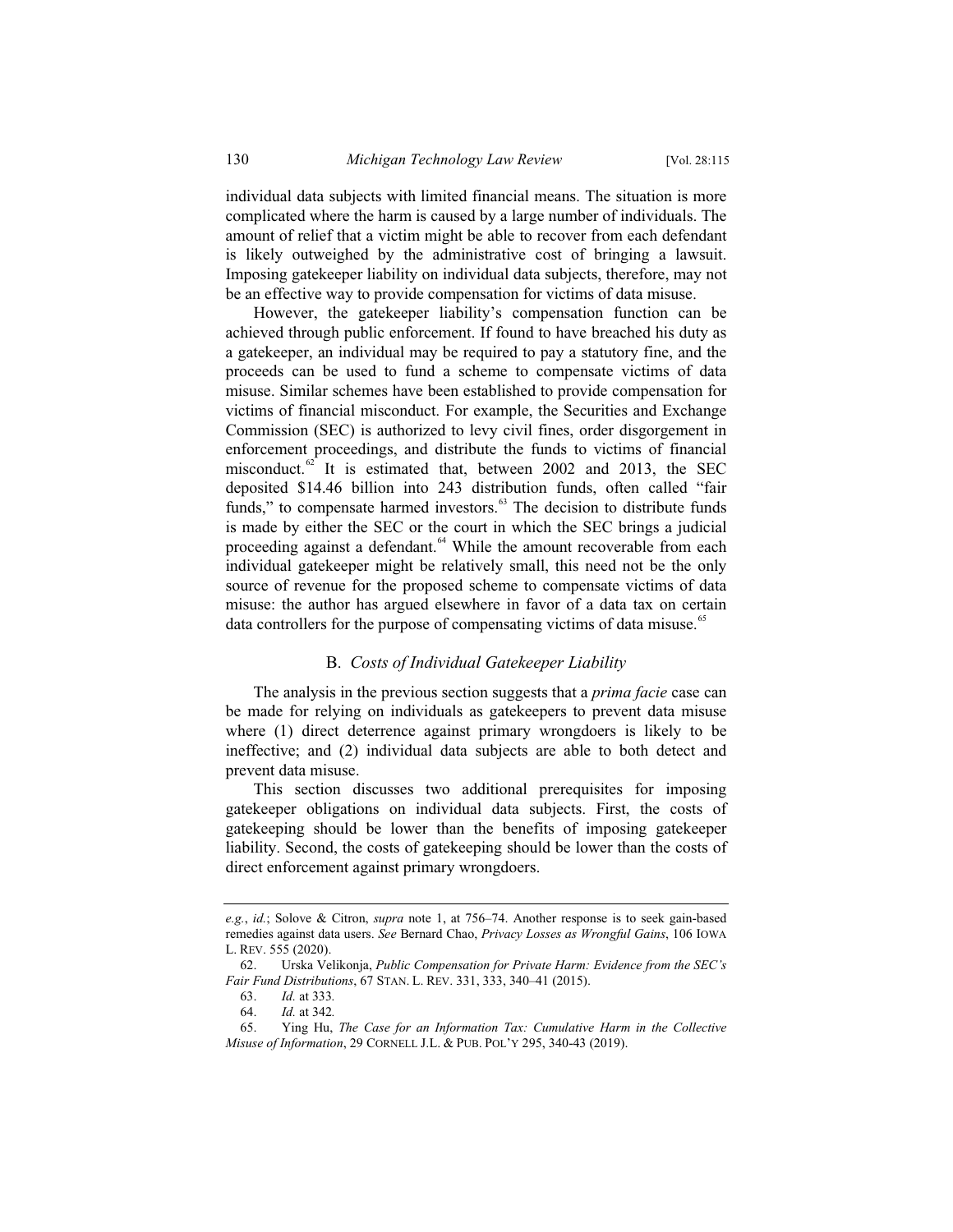individual data subjects with limited financial means. The situation is more complicated where the harm is caused by a large number of individuals. The amount of relief that a victim might be able to recover from each defendant is likely outweighed by the administrative cost of bringing a lawsuit. Imposing gatekeeper liability on individual data subjects, therefore, may not be an effective way to provide compensation for victims of data misuse.

However, the gatekeeper liability's compensation function can be achieved through public enforcement. If found to have breached his duty as a gatekeeper, an individual may be required to pay a statutory fine, and the proceeds can be used to fund a scheme to compensate victims of data misuse. Similar schemes have been established to provide compensation for victims of financial misconduct. For example, the Securities and Exchange Commission (SEC) is authorized to levy civil fines, order disgorgement in enforcement proceedings, and distribute the funds to victims of financial misconduct.[62] It is estimated that, between 2002 and 2013, the SEC deposited $14.46 billion into 243 distribution funds, often called "fair funds," to compensate harmed investors.[63] The decision to distribute funds is made by either the SEC or the court in which the SEC brings a judicial proceeding against a defendant.[64] While the amount recoverable from each individual gatekeeper might be relatively small, this need not be the only source of revenue for the proposed scheme to compensate victims of data misuse: the author has argued elsewhere in favor of a data tax on certain data controllers for the purpose of compensating victims of data misuse.[65]

### B. *Costs of Individual Gatekeeper Liability*

The analysis in the previous section suggests that a *prima facie* case can be made for relying on individuals as gatekeepers to prevent data misuse where (1) direct deterrence against primary wrongdoers is likely to be ineffective; and (2) individual data subjects are able to both detect and prevent data misuse.

This section discusses two additional prerequisites for imposing gatekeeper obligations on individual data subjects. First, the costs of gatekeeping should be lower than the benefits of imposing gatekeeper liability. Second, the costs of gatekeeping should be lower than the costs of direct enforcement against primary wrongdoers.

---

*e.g.*, *id.*; Solove & Citron, *supra* note 1, at 756–74. Another response is to seek gain-based remedies against data users. *See* Bernard Chao, *Privacy Losses as Wrongful Gains*, 106 IOWA L. REV. 555 (2020).

62. Urska Velikonja, *Public Compensation for Private Harm: Evidence from the SEC's Fair Fund Distributions*, 67 STAN. L. REV. 331, 333, 340–41 (2015).

63. *Id.* at 333.

64. *Id.* at 342.

65. Ying Hu, *The Case for an Information Tax: Cumulative Harm in the Collective Misuse of Information*, 29 CORNELL J.L. & PUB. POL'Y 295, 340-43 (2019).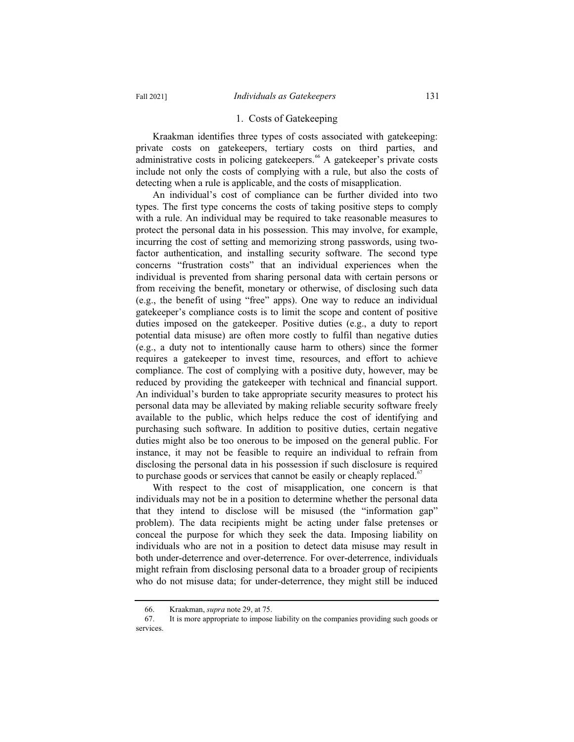### 1. Costs of Gatekeeping

Kraakman identifies three types of costs associated with gatekeeping: private costs on gatekeepers, tertiary costs on third parties, and administrative costs in policing gatekeepers.[66] A gatekeeper's private costs include not only the costs of complying with a rule, but also the costs of detecting when a rule is applicable, and the costs of misapplication.

An individual's cost of compliance can be further divided into two types. The first type concerns the costs of taking positive steps to comply with a rule. An individual may be required to take reasonable measures to protect the personal data in his possession. This may involve, for example, incurring the cost of setting and memorizing strong passwords, using two-factor authentication, and installing security software. The second type concerns "frustration costs" that an individual experiences when the individual is prevented from sharing personal data with certain persons or from receiving the benefit, monetary or otherwise, of disclosing such data (e.g., the benefit of using "free" apps). One way to reduce an individual gatekeeper's compliance costs is to limit the scope and content of positive duties imposed on the gatekeeper. Positive duties (e.g., a duty to report potential data misuse) are often more costly to fulfil than negative duties (e.g., a duty not to intentionally cause harm to others) since the former requires a gatekeeper to invest time, resources, and effort to achieve compliance. The cost of complying with a positive duty, however, may be reduced by providing the gatekeeper with technical and financial support. An individual's burden to take appropriate security measures to protect his personal data may be alleviated by making reliable security software freely available to the public, which helps reduce the cost of identifying and purchasing such software. In addition to positive duties, certain negative duties might also be too onerous to be imposed on the general public. For instance, it may not be feasible to require an individual to refrain from disclosing the personal data in his possession if such disclosure is required to purchase goods or services that cannot be easily or cheaply replaced.[67]

With respect to the cost of misapplication, one concern is that individuals may not be in a position to determine whether the personal data that they intend to disclose will be misused (the "information gap" problem). The data recipients might be acting under false pretenses or conceal the purpose for which they seek the data. Imposing liability on individuals who are not in a position to detect data misuse may result in both under-deterrence and over-deterrence. For over-deterrence, individuals might refrain from disclosing personal data to a broader group of recipients who do not misuse data; for under-deterrence, they might still be induced

---

66. Kraakman, *supra* note 29, at 75.

67. It is more appropriate to impose liability on the companies providing such goods or services.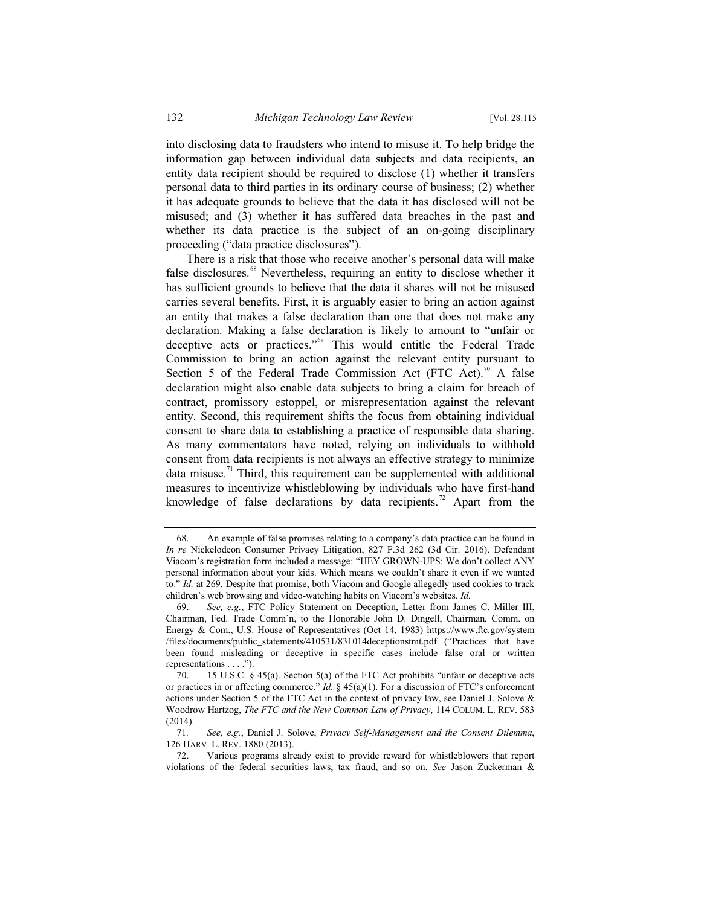into disclosing data to fraudsters who intend to misuse it. To help bridge the information gap between individual data subjects and data recipients, an entity data recipient should be required to disclose (1) whether it transfers personal data to third parties in its ordinary course of business; (2) whether it has adequate grounds to believe that the data it has disclosed will not be misused; and (3) whether it has suffered data breaches in the past and whether its data practice is the subject of an on-going disciplinary proceeding ("data practice disclosures").

There is a risk that those who receive another's personal data will make false disclosures.[68] Nevertheless, requiring an entity to disclose whether it has sufficient grounds to believe that the data it shares will not be misused carries several benefits. First, it is arguably easier to bring an action against an entity that makes a false declaration than one that does not make any declaration. Making a false declaration is likely to amount to "unfair or deceptive acts or practices."[69] This would entitle the Federal Trade Commission to bring an action against the relevant entity pursuant to Section 5 of the Federal Trade Commission Act (FTC Act).[70] A false declaration might also enable data subjects to bring a claim for breach of contract, promissory estoppel, or misrepresentation against the relevant entity. Second, this requirement shifts the focus from obtaining individual consent to share data to establishing a practice of responsible data sharing. As many commentators have noted, relying on individuals to withhold consent from data recipients is not always an effective strategy to minimize data misuse.[71] Third, this requirement can be supplemented with additional measures to incentivize whistleblowing by individuals who have first-hand knowledge of false declarations by data recipients.[72] Apart from the

---

68. An example of false promises relating to a company's data practice can be found in *In re* Nickelodeon Consumer Privacy Litigation, 827 F.3d 262 (3d Cir. 2016). Defendant Viacom's registration form included a message: "HEY GROWN-UPS: We don't collect ANY personal information about your kids. Which means we couldn't share it even if we wanted to." *Id.* at 269. Despite that promise, both Viacom and Google allegedly used cookies to track children's web browsing and video-watching habits on Viacom's websites. *Id.*

69. *See, e.g.*, FTC Policy Statement on Deception, Letter from James C. Miller III, Chairman, Fed. Trade Comm'n, to the Honorable John D. Dingell, Chairman, Comm. on Energy & Com., U.S. House of Representatives (Oct 14, 1983) https://www.ftc.gov/system/files/documents/public_statements/410531/831014deceptionstmt.pdf ("Practices that have been found misleading or deceptive in specific cases include false oral or written representations . . . .").

70. 15 U.S.C. § 45(a). Section 5(a) of the FTC Act prohibits "unfair or deceptive acts or practices in or affecting commerce." *Id.* § 45(a)(1). For a discussion of FTC's enforcement actions under Section 5 of the FTC Act in the context of privacy law, see Daniel J. Solove & Woodrow Hartzog, *The FTC and the New Common Law of Privacy*, 114 COLUM. L. REV. 583 (2014).

71. *See, e.g.*, Daniel J. Solove, *Privacy Self-Management and the Consent Dilemma*, 126 HARV. L. REV. 1880 (2013).

72. Various programs already exist to provide reward for whistleblowers that report violations of the federal securities laws, tax fraud, and so on. *See* Jason Zuckerman &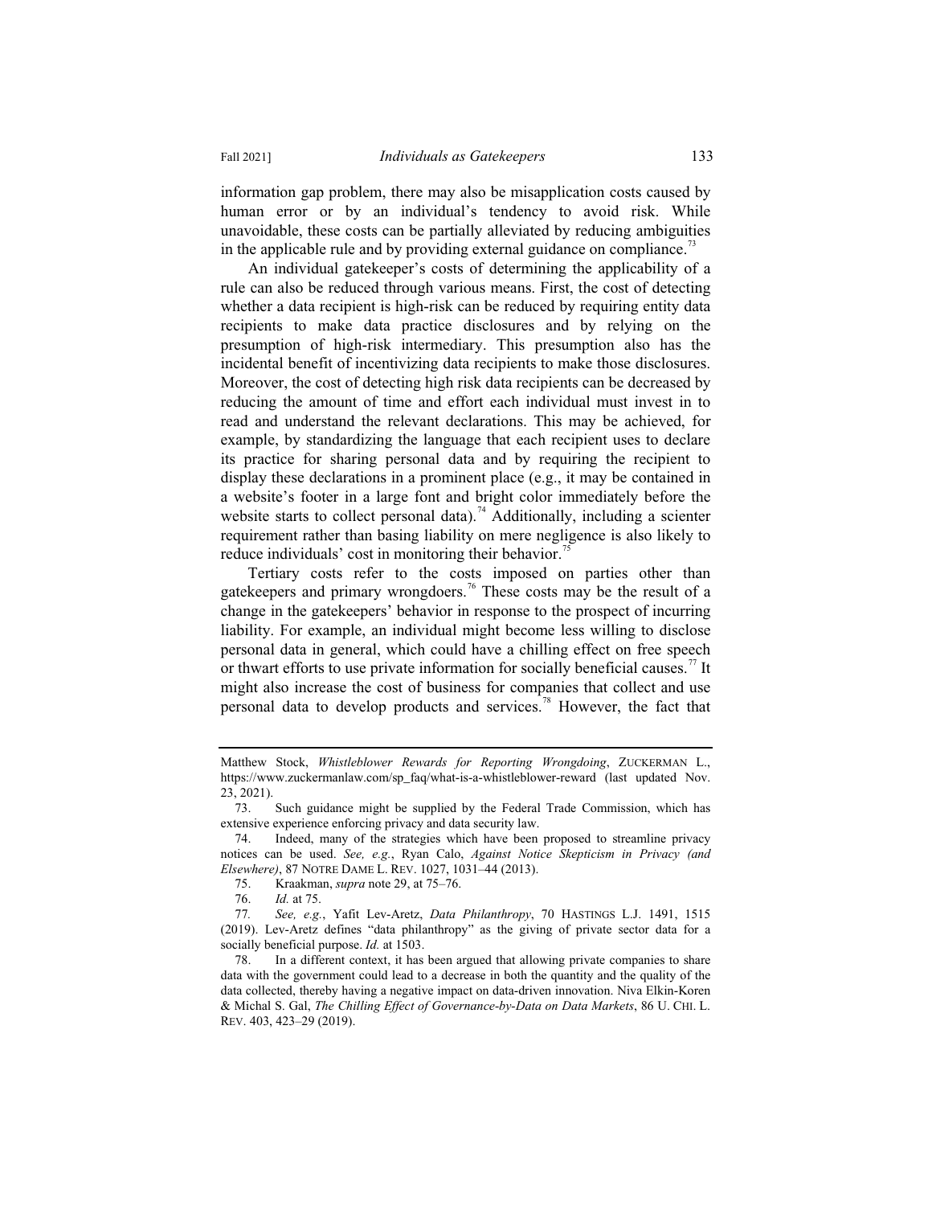information gap problem, there may also be misapplication costs caused by human error or by an individual's tendency to avoid risk. While unavoidable, these costs can be partially alleviated by reducing ambiguities in the applicable rule and by providing external guidance on compliance.[73]

An individual gatekeeper's costs of determining the applicability of a rule can also be reduced through various means. First, the cost of detecting whether a data recipient is high-risk can be reduced by requiring entity data recipients to make data practice disclosures and by relying on the presumption of high-risk intermediary. This presumption also has the incidental benefit of incentivizing data recipients to make those disclosures. Moreover, the cost of detecting high risk data recipients can be decreased by reducing the amount of time and effort each individual must invest in to read and understand the relevant declarations. This may be achieved, for example, by standardizing the language that each recipient uses to declare its practice for sharing personal data and by requiring the recipient to display these declarations in a prominent place (e.g., it may be contained in a website's footer in a large font and bright color immediately before the website starts to collect personal data).[74] Additionally, including a scienter requirement rather than basing liability on mere negligence is also likely to reduce individuals' cost in monitoring their behavior.[75]

Tertiary costs refer to the costs imposed on parties other than gatekeepers and primary wrongdoers.[76] These costs may be the result of a change in the gatekeepers' behavior in response to the prospect of incurring liability. For example, an individual might become less willing to disclose personal data in general, which could have a chilling effect on free speech or thwart efforts to use private information for socially beneficial causes.[77] It might also increase the cost of business for companies that collect and use personal data to develop products and services.[78] However, the fact that

---

Matthew Stock, *Whistleblower Rewards for Reporting Wrongdoing*, ZUCKERMAN L., https://www.zuckermanlaw.com/sp_faq/what-is-a-whistleblower-reward (last updated Nov. 23, 2021).

73. Such guidance might be supplied by the Federal Trade Commission, which has extensive experience enforcing privacy and data security law.

74. Indeed, many of the strategies which have been proposed to streamline privacy notices can be used. *See, e.g.*, Ryan Calo, *Against Notice Skepticism in Privacy (and Elsewhere)*, 87 NOTRE DAME L. REV. 1027, 1031–44 (2013).

75. Kraakman, *supra* note 29, at 75–76.

76. *Id.* at 75.

77. *See, e.g.*, Yafit Lev-Aretz, *Data Philanthropy*, 70 HASTINGS L.J. 1491, 1515 (2019). Lev-Aretz defines "data philanthropy" as the giving of private sector data for a socially beneficial purpose. *Id.* at 1503.

78. In a different context, it has been argued that allowing private companies to share data with the government could lead to a decrease in both the quantity and the quality of the data collected, thereby having a negative impact on data-driven innovation. Niva Elkin-Koren & Michal S. Gal, *The Chilling Effect of Governance-by-Data on Data Markets*, 86 U. CHI. L. REV. 403, 423–29 (2019).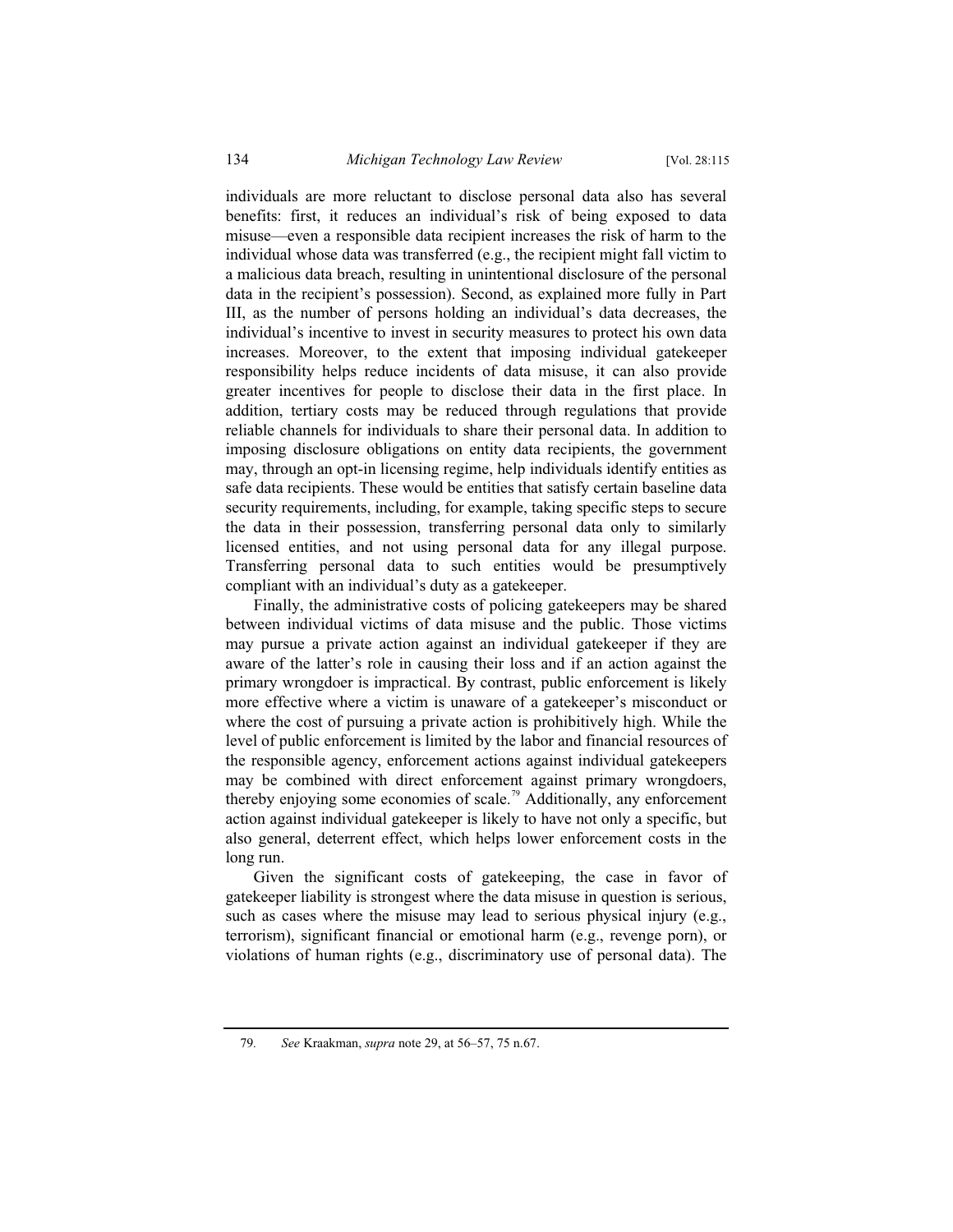individuals are more reluctant to disclose personal data also has several benefits: first, it reduces an individual's risk of being exposed to data misuse—even a responsible data recipient increases the risk of harm to the individual whose data was transferred (e.g., the recipient might fall victim to a malicious data breach, resulting in unintentional disclosure of the personal data in the recipient's possession). Second, as explained more fully in Part III, as the number of persons holding an individual's data decreases, the individual's incentive to invest in security measures to protect his own data increases. Moreover, to the extent that imposing individual gatekeeper responsibility helps reduce incidents of data misuse, it can also provide greater incentives for people to disclose their data in the first place. In addition, tertiary costs may be reduced through regulations that provide reliable channels for individuals to share their personal data. In addition to imposing disclosure obligations on entity data recipients, the government may, through an opt-in licensing regime, help individuals identify entities as safe data recipients. These would be entities that satisfy certain baseline data security requirements, including, for example, taking specific steps to secure the data in their possession, transferring personal data only to similarly licensed entities, and not using personal data for any illegal purpose. Transferring personal data to such entities would be presumptively compliant with an individual's duty as a gatekeeper.

Finally, the administrative costs of policing gatekeepers may be shared between individual victims of data misuse and the public. Those victims may pursue a private action against an individual gatekeeper if they are aware of the latter's role in causing their loss and if an action against the primary wrongdoer is impractical. By contrast, public enforcement is likely more effective where a victim is unaware of a gatekeeper's misconduct or where the cost of pursuing a private action is prohibitively high. While the level of public enforcement is limited by the labor and financial resources of the responsible agency, enforcement actions against individual gatekeepers may be combined with direct enforcement against primary wrongdoers, thereby enjoying some economies of scale.[79] Additionally, any enforcement action against individual gatekeeper is likely to have not only a specific, but also general, deterrent effect, which helps lower enforcement costs in the long run.

Given the significant costs of gatekeeping, the case in favor of gatekeeper liability is strongest where the data misuse in question is serious, such as cases where the misuse may lead to serious physical injury (e.g., terrorism), significant financial or emotional harm (e.g., revenge porn), or violations of human rights (e.g., discriminatory use of personal data). The

---

79. *See* Kraakman, *supra* note 29, at 56–57, 75 n.67.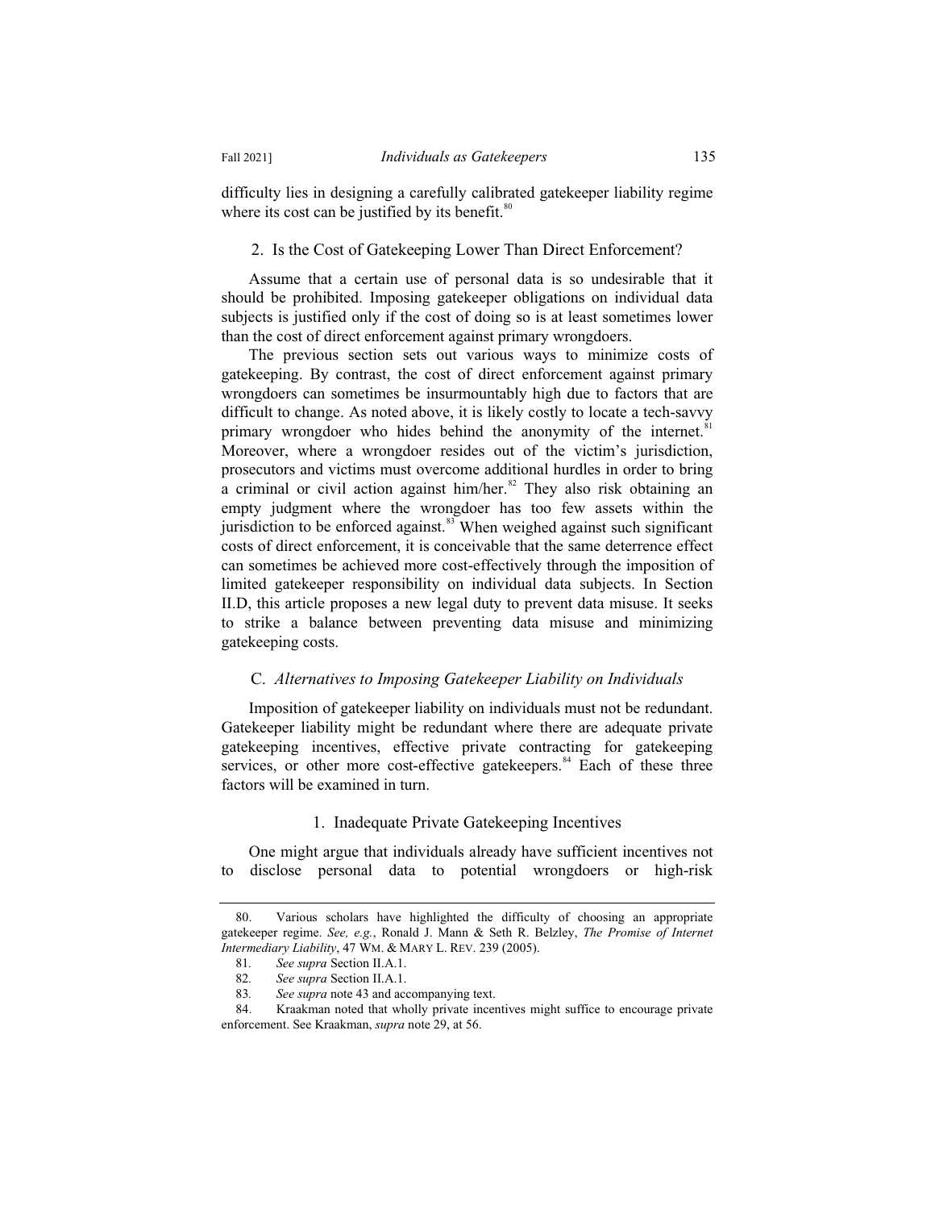difficulty lies in designing a carefully calibrated gatekeeper liability regime where its cost can be justified by its benefit.[80]

#### 2. Is the Cost of Gatekeeping Lower Than Direct Enforcement?

Assume that a certain use of personal data is so undesirable that it should be prohibited. Imposing gatekeeper obligations on individual data subjects is justified only if the cost of doing so is at least sometimes lower than the cost of direct enforcement against primary wrongdoers.

The previous section sets out various ways to minimize costs of gatekeeping. By contrast, the cost of direct enforcement against primary wrongdoers can sometimes be insurmountably high due to factors that are difficult to change. As noted above, it is likely costly to locate a tech-savvy primary wrongdoer who hides behind the anonymity of the internet.[81] Moreover, where a wrongdoer resides out of the victim's jurisdiction, prosecutors and victims must overcome additional hurdles in order to bring a criminal or civil action against him/her.[82] They also risk obtaining an empty judgment where the wrongdoer has too few assets within the jurisdiction to be enforced against.[83] When weighed against such significant costs of direct enforcement, it is conceivable that the same deterrence effect can sometimes be achieved more cost-effectively through the imposition of limited gatekeeper responsibility on individual data subjects. In Section II.D, this article proposes a new legal duty to prevent data misuse. It seeks to strike a balance between preventing data misuse and minimizing gatekeeping costs.

### C. *Alternatives to Imposing Gatekeeper Liability on Individuals*

Imposition of gatekeeper liability on individuals must not be redundant. Gatekeeper liability might be redundant where there are adequate private gatekeeping incentives, effective private contracting for gatekeeping services, or other more cost-effective gatekeepers.[84] Each of these three factors will be examined in turn.

#### 1. Inadequate Private Gatekeeping Incentives

One might argue that individuals already have sufficient incentives not to disclose personal data to potential wrongdoers or high-risk

---

80. Various scholars have highlighted the difficulty of choosing an appropriate gatekeeper regime. *See, e.g.*, Ronald J. Mann & Seth R. Belzley, *The Promise of Internet Intermediary Liability*, 47 WM. & MARY L. REV. 239 (2005).

81. *See supra* Section II.A.1.

82. *See supra* Section II.A.1.

83. *See supra* note 43 and accompanying text.

84. Kraakman noted that wholly private incentives might suffice to encourage private enforcement. See Kraakman, *supra* note 29, at 56.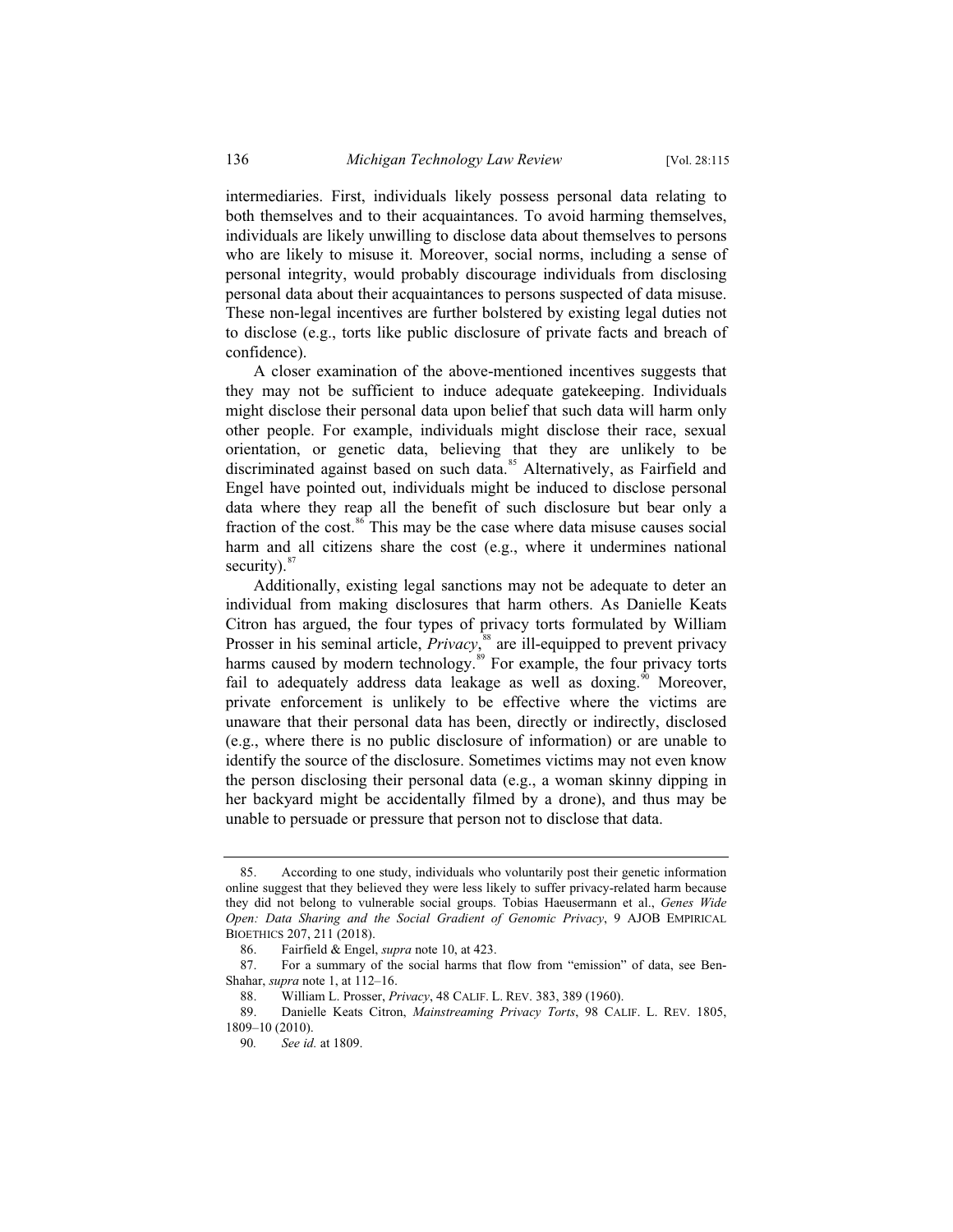intermediaries. First, individuals likely possess personal data relating to both themselves and to their acquaintances. To avoid harming themselves, individuals are likely unwilling to disclose data about themselves to persons who are likely to misuse it. Moreover, social norms, including a sense of personal integrity, would probably discourage individuals from disclosing personal data about their acquaintances to persons suspected of data misuse. These non-legal incentives are further bolstered by existing legal duties not to disclose (e.g., torts like public disclosure of private facts and breach of confidence).

A closer examination of the above-mentioned incentives suggests that they may not be sufficient to induce adequate gatekeeping. Individuals might disclose their personal data upon belief that such data will harm only other people. For example, individuals might disclose their race, sexual orientation, or genetic data, believing that they are unlikely to be discriminated against based on such data.[85] Alternatively, as Fairfield and Engel have pointed out, individuals might be induced to disclose personal data where they reap all the benefit of such disclosure but bear only a fraction of the cost.[86] This may be the case where data misuse causes social harm and all citizens share the cost (e.g., where it undermines national security).[87]

Additionally, existing legal sanctions may not be adequate to deter an individual from making disclosures that harm others. As Danielle Keats Citron has argued, the four types of privacy torts formulated by William Prosser in his seminal article, *Privacy*,[88] are ill-equipped to prevent privacy harms caused by modern technology.[89] For example, the four privacy torts fail to adequately address data leakage as well as doxing.[90] Moreover, private enforcement is unlikely to be effective where the victims are unaware that their personal data has been, directly or indirectly, disclosed (e.g., where there is no public disclosure of information) or are unable to identify the source of the disclosure. Sometimes victims may not even know the person disclosing their personal data (e.g., a woman skinny dipping in her backyard might be accidentally filmed by a drone), and thus may be unable to persuade or pressure that person not to disclose that data.

---

85. According to one study, individuals who voluntarily post their genetic information online suggest that they believed they were less likely to suffer privacy-related harm because they did not belong to vulnerable social groups. Tobias Haeusermann et al., *Genes Wide Open: Data Sharing and the Social Gradient of Genomic Privacy*, 9 AJOB EMPIRICAL BIOETHICS 207, 211 (2018).

86. Fairfield & Engel, *supra* note 10, at 423.

87. For a summary of the social harms that flow from "emission" of data, see Ben-Shahar, *supra* note 1, at 112–16.

88. William L. Prosser, *Privacy*, 48 CALIF. L. REV. 383, 389 (1960).

89. Danielle Keats Citron, *Mainstreaming Privacy Torts*, 98 CALIF. L. REV. 1805, 1809–10 (2010).

90. *See id.* at 1809.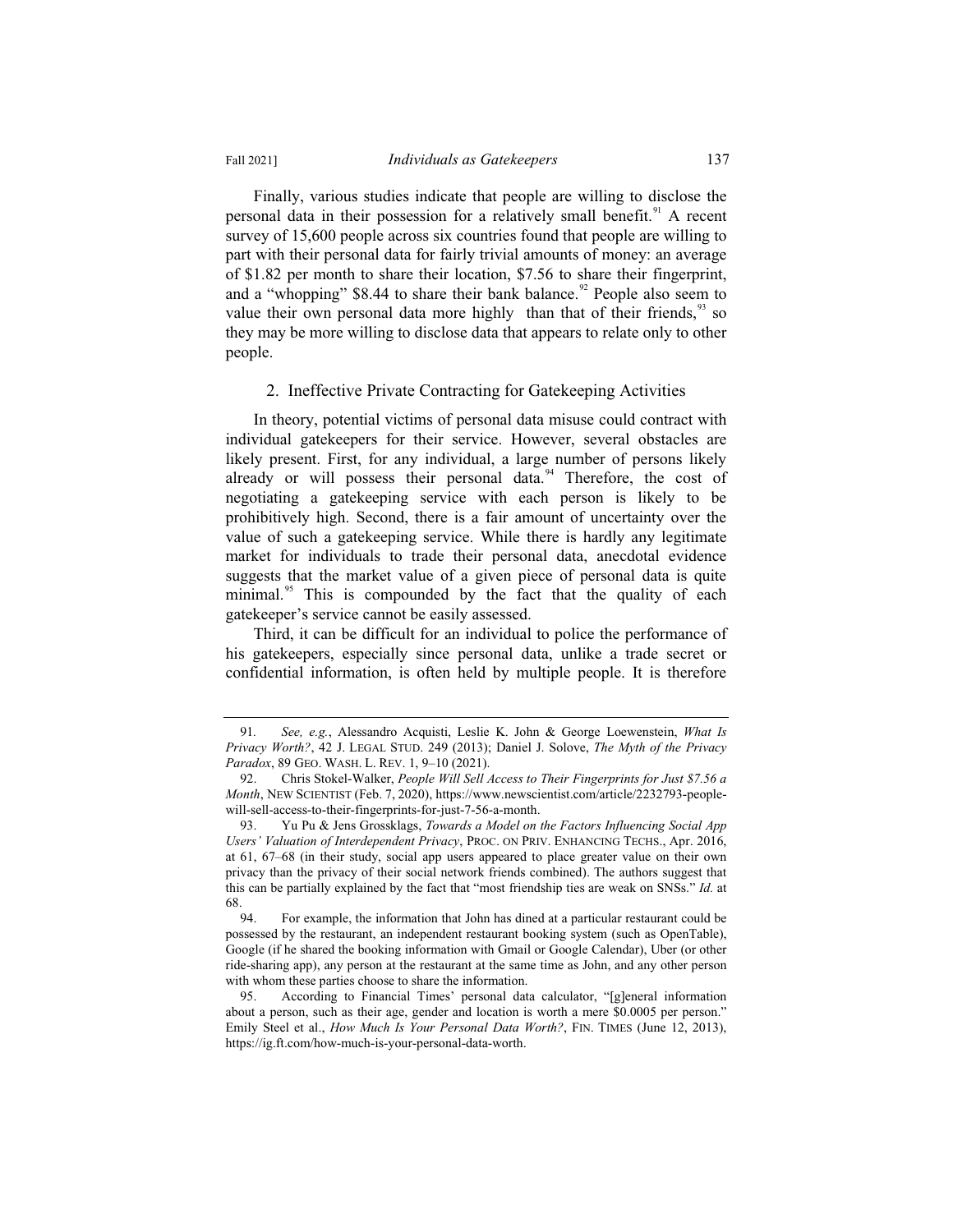Finally, various studies indicate that people are willing to disclose the personal data in their possession for a relatively small benefit.[91] A recent survey of 15,600 people across six countries found that people are willing to part with their personal data for fairly trivial amounts of money: an average of $1.82 per month to share their location, $7.56 to share their fingerprint, and a "whopping" $8.44 to share their bank balance.[92] People also seem to value their own personal data more highly than that of their friends,[93] so they may be more willing to disclose data that appears to relate only to other people.

### 2. Ineffective Private Contracting for Gatekeeping Activities

In theory, potential victims of personal data misuse could contract with individual gatekeepers for their service. However, several obstacles are likely present. First, for any individual, a large number of persons likely already or will possess their personal data.[94] Therefore, the cost of negotiating a gatekeeping service with each person is likely to be prohibitively high. Second, there is a fair amount of uncertainty over the value of such a gatekeeping service. While there is hardly any legitimate market for individuals to trade their personal data, anecdotal evidence suggests that the market value of a given piece of personal data is quite minimal.[95] This is compounded by the fact that the quality of each gatekeeper's service cannot be easily assessed.

Third, it can be difficult for an individual to police the performance of his gatekeepers, especially since personal data, unlike a trade secret or confidential information, is often held by multiple people. It is therefore

---

91. *See, e.g.*, Alessandro Acquisti, Leslie K. John & George Loewenstein, *What Is Privacy Worth?*, 42 J. LEGAL STUD. 249 (2013); Daniel J. Solove, *The Myth of the Privacy Paradox*, 89 GEO. WASH. L. REV. 1, 9–10 (2021).

92. Chris Stokel-Walker, *People Will Sell Access to Their Fingerprints for Just $7.56 a Month*, NEW SCIENTIST (Feb. 7, 2020), https://www.newscientist.com/article/2232793-people-will-sell-access-to-their-fingerprints-for-just-7-56-a-month.

93. Yu Pu & Jens Grossklags, *Towards a Model on the Factors Influencing Social App Users' Valuation of Interdependent Privacy*, PROC. ON PRIV. ENHANCING TECHS., Apr. 2016, at 61, 67–68 (in their study, social app users appeared to place greater value on their own privacy than the privacy of their social network friends combined). The authors suggest that this can be partially explained by the fact that "most friendship ties are weak on SNSs." *Id.* at 68.

94. For example, the information that John has dined at a particular restaurant could be possessed by the restaurant, an independent restaurant booking system (such as OpenTable), Google (if he shared the booking information with Gmail or Google Calendar), Uber (or other ride-sharing app), any person at the restaurant at the same time as John, and any other person with whom these parties choose to share the information.

95. According to Financial Times' personal data calculator, "[g]eneral information about a person, such as their age, gender and location is worth a mere $0.0005 per person." Emily Steel et al., *How Much Is Your Personal Data Worth?*, FIN. TIMES (June 12, 2013), https://ig.ft.com/how-much-is-your-personal-data-worth.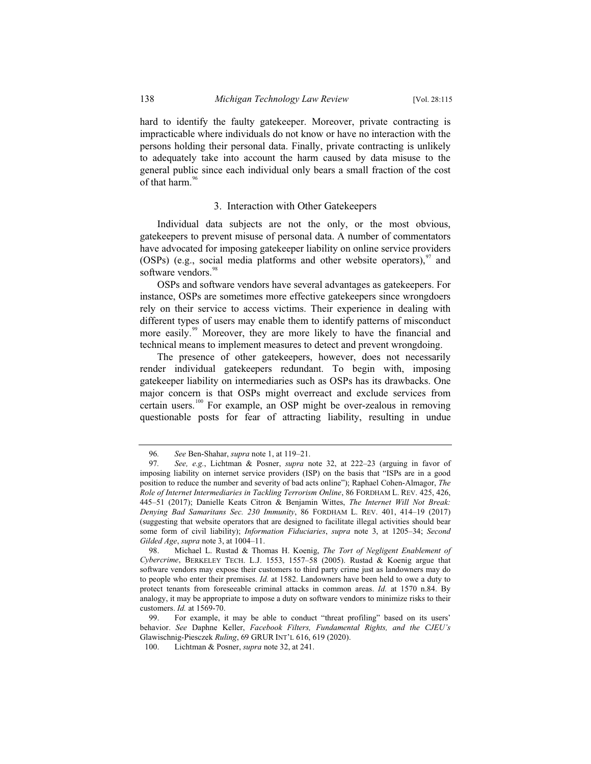hard to identify the faulty gatekeeper. Moreover, private contracting is impracticable where individuals do not know or have no interaction with the persons holding their personal data. Finally, private contracting is unlikely to adequately take into account the harm caused by data misuse to the general public since each individual only bears a small fraction of the cost of that harm.[96]

### 3. Interaction with Other Gatekeepers

Individual data subjects are not the only, or the most obvious, gatekeepers to prevent misuse of personal data. A number of commentators have advocated for imposing gatekeeper liability on online service providers (OSPs) (e.g., social media platforms and other website operators),[97] and software vendors.[98]

OSPs and software vendors have several advantages as gatekeepers. For instance, OSPs are sometimes more effective gatekeepers since wrongdoers rely on their service to access victims. Their experience in dealing with different types of users may enable them to identify patterns of misconduct more easily.[99] Moreover, they are more likely to have the financial and technical means to implement measures to detect and prevent wrongdoing.

The presence of other gatekeepers, however, does not necessarily render individual gatekeepers redundant. To begin with, imposing gatekeeper liability on intermediaries such as OSPs has its drawbacks. One major concern is that OSPs might overreact and exclude services from certain users.[100] For example, an OSP might be over-zealous in removing questionable posts for fear of attracting liability, resulting in undue

---

96. *See* Ben-Shahar, *supra* note 1, at 119–21.

97. *See, e.g.*, Lichtman & Posner, *supra* note 32, at 222–23 (arguing in favor of imposing liability on internet service providers (ISP) on the basis that "ISPs are in a good position to reduce the number and severity of bad acts online"); Raphael Cohen-Almagor, *The Role of Internet Intermediaries in Tackling Terrorism Online*, 86 FORDHAM L. REV. 425, 426, 445–51 (2017); Danielle Keats Citron & Benjamin Wittes, *The Internet Will Not Break: Denying Bad Samaritans Sec. 230 Immunity*, 86 FORDHAM L. REV. 401, 414–19 (2017) (suggesting that website operators that are designed to facilitate illegal activities should bear some form of civil liability); *Information Fiduciaries*, *supra* note 3, at 1205–34; *Second Gilded Age*, *supra* note 3, at 1004–11.

98. Michael L. Rustad & Thomas H. Koenig, *The Tort of Negligent Enablement of Cybercrime*, BERKELEY TECH. L.J. 1553, 1557–58 (2005). Rustad & Koenig argue that software vendors may expose their customers to third party crime just as landowners may do to people who enter their premises. *Id.* at 1582. Landowners have been held to owe a duty to protect tenants from foreseeable criminal attacks in common areas. *Id.* at 1570 n.84. By analogy, it may be appropriate to impose a duty on software vendors to minimize risks to their customers. *Id.* at 1569-70.

99. For example, it may be able to conduct "threat profiling" based on its users' behavior. *See* Daphne Keller, *Facebook Filters, Fundamental Rights, and the CJEU's* Glawischnig-Piesczek *Ruling*, 69 GRUR INT'L 616, 619 (2020).

100. Lichtman & Posner, *supra* note 32, at 241.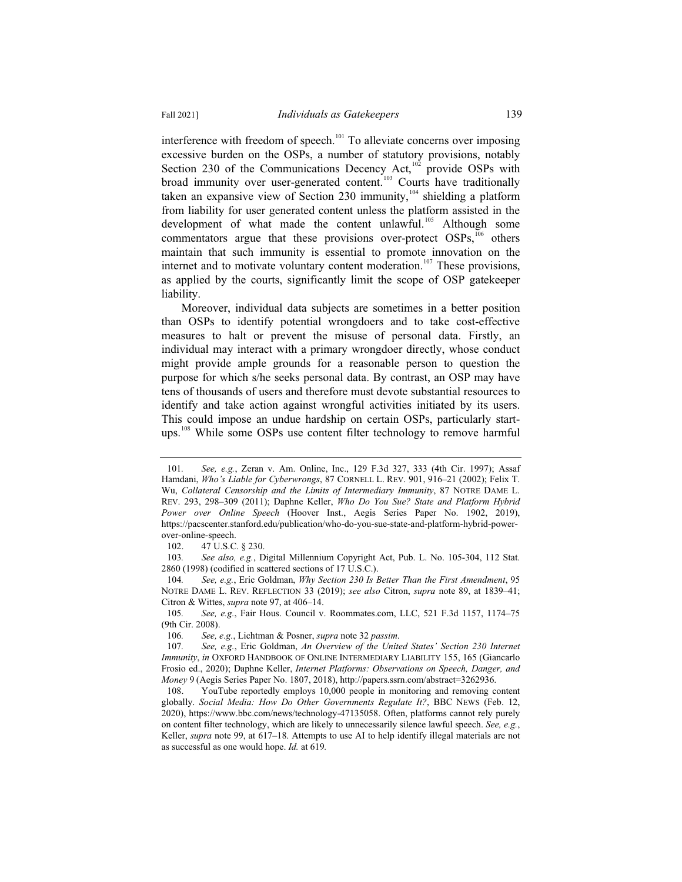interference with freedom of speech.[101] To alleviate concerns over imposing excessive burden on the OSPs, a number of statutory provisions, notably Section 230 of the Communications Decency Act,[102] provide OSPs with broad immunity over user-generated content.[103] Courts have traditionally taken an expansive view of Section 230 immunity,[104] shielding a platform from liability for user generated content unless the platform assisted in the development of what made the content unlawful.[105] Although some commentators argue that these provisions over-protect OSPs,[106] others maintain that such immunity is essential to promote innovation on the internet and to motivate voluntary content moderation.[107] These provisions, as applied by the courts, significantly limit the scope of OSP gatekeeper liability.

Moreover, individual data subjects are sometimes in a better position than OSPs to identify potential wrongdoers and to take cost-effective measures to halt or prevent the misuse of personal data. Firstly, an individual may interact with a primary wrongdoer directly, whose conduct might provide ample grounds for a reasonable person to question the purpose for which s/he seeks personal data. By contrast, an OSP may have tens of thousands of users and therefore must devote substantial resources to identify and take action against wrongful activities initiated by its users. This could impose an undue hardship on certain OSPs, particularly start-ups.[108] While some OSPs use content filter technology to remove harmful

---

101. *See, e.g.*, Zeran v. Am. Online, Inc., 129 F.3d 327, 333 (4th Cir. 1997); Assaf Hamdani, *Who's Liable for Cyberwrongs*, 87 CORNELL L. REV. 901, 916–21 (2002); Felix T. Wu, *Collateral Censorship and the Limits of Intermediary Immunity*, 87 NOTRE DAME L. REV. 293, 298–309 (2011); Daphne Keller, *Who Do You Sue? State and Platform Hybrid Power over Online Speech* (Hoover Inst., Aegis Series Paper No. 1902, 2019), https://pacscenter.stanford.edu/publication/who-do-you-sue-state-and-platform-hybrid-power-over-online-speech.

102. 47 U.S.C. § 230.

103. *See also, e.g.*, Digital Millennium Copyright Act, Pub. L. No. 105-304, 112 Stat. 2860 (1998) (codified in scattered sections of 17 U.S.C.).

104. *See, e.g.*, Eric Goldman, *Why Section 230 Is Better Than the First Amendment*, 95 NOTRE DAME L. REV. REFLECTION 33 (2019); *see also* Citron, *supra* note 89, at 1839–41; Citron & Wittes, *supra* note 97, at 406–14.

105. *See, e.g.*, Fair Hous. Council v. Roommates.com, LLC, 521 F.3d 1157, 1174–75 (9th Cir. 2008).

106. *See, e.g.*, Lichtman & Posner, *supra* note 32 *passim*.

107. *See, e.g.*, Eric Goldman, *An Overview of the United States' Section 230 Internet Immunity*, *in* OXFORD HANDBOOK OF ONLINE INTERMEDIARY LIABILITY 155, 165 (Giancarlo Frosio ed., 2020); Daphne Keller, *Internet Platforms: Observations on Speech, Danger, and Money* 9 (Aegis Series Paper No. 1807, 2018), http://papers.ssrn.com/abstract=3262936.

108. YouTube reportedly employs 10,000 people in monitoring and removing content globally. *Social Media: How Do Other Governments Regulate It?*, BBC NEWS (Feb. 12, 2020), https://www.bbc.com/news/technology-47135058. Often, platforms cannot rely purely on content filter technology, which are likely to unnecessarily silence lawful speech. *See, e.g.*, Keller, *supra* note 99, at 617–18. Attempts to use AI to help identify illegal materials are not as successful as one would hope. *Id.* at 619.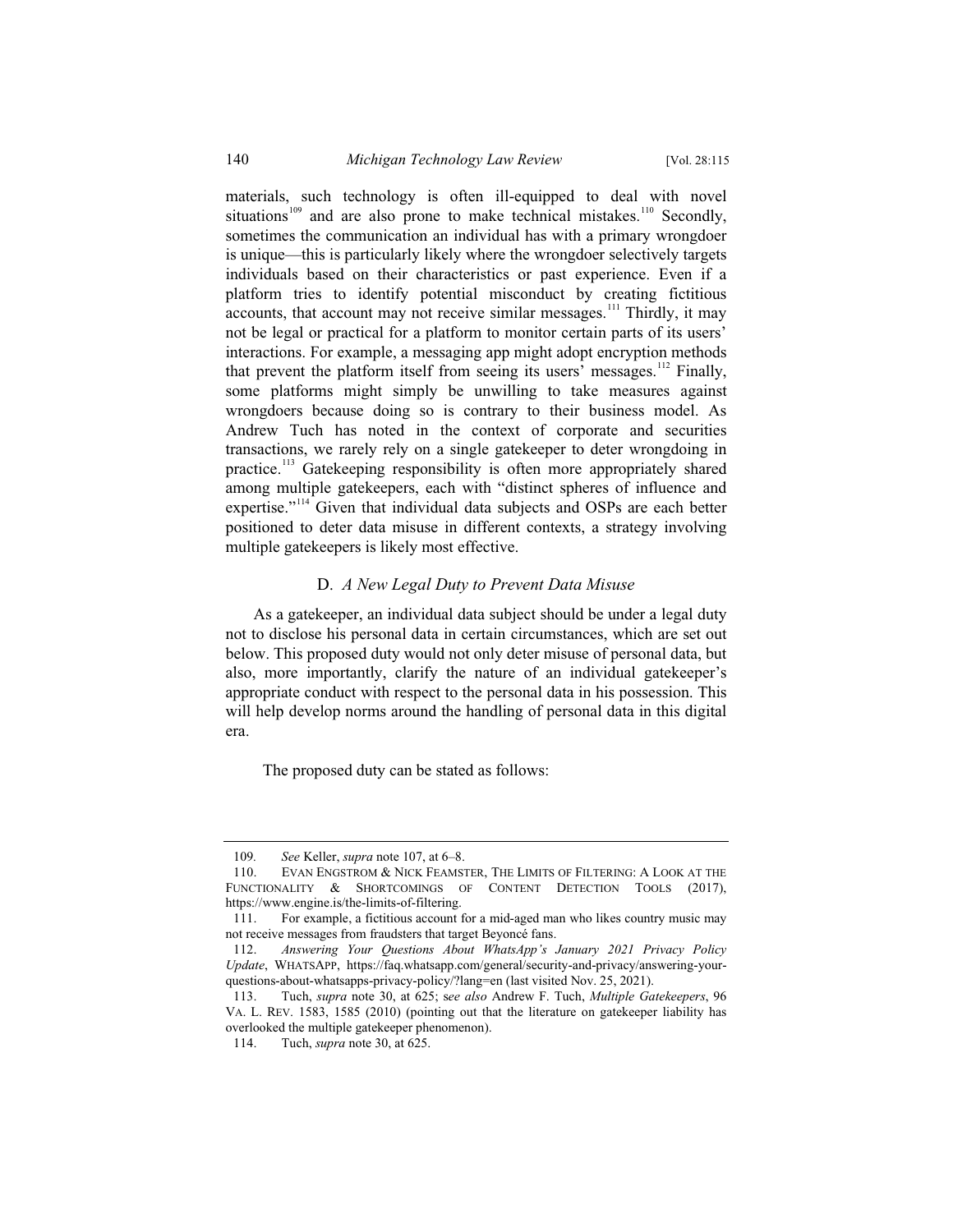materials, such technology is often ill-equipped to deal with novel situations[109] and are also prone to make technical mistakes.[110] Secondly, sometimes the communication an individual has with a primary wrongdoer is unique—this is particularly likely where the wrongdoer selectively targets individuals based on their characteristics or past experience. Even if a platform tries to identify potential misconduct by creating fictitious accounts, that account may not receive similar messages.[111] Thirdly, it may not be legal or practical for a platform to monitor certain parts of its users' interactions. For example, a messaging app might adopt encryption methods that prevent the platform itself from seeing its users' messages.[112] Finally, some platforms might simply be unwilling to take measures against wrongdoers because doing so is contrary to their business model. As Andrew Tuch has noted in the context of corporate and securities transactions, we rarely rely on a single gatekeeper to deter wrongdoing in practice.[113] Gatekeeping responsibility is often more appropriately shared among multiple gatekeepers, each with "distinct spheres of influence and expertise."[114] Given that individual data subjects and OSPs are each better positioned to deter data misuse in different contexts, a strategy involving multiple gatekeepers is likely most effective.

### D. *A New Legal Duty to Prevent Data Misuse*

As a gatekeeper, an individual data subject should be under a legal duty not to disclose his personal data in certain circumstances, which are set out below. This proposed duty would not only deter misuse of personal data, but also, more importantly, clarify the nature of an individual gatekeeper's appropriate conduct with respect to the personal data in his possession. This will help develop norms around the handling of personal data in this digital era.

The proposed duty can be stated as follows:

---

109. *See* Keller, *supra* note 107, at 6–8.

110. EVAN ENGSTROM & NICK FEAMSTER, THE LIMITS OF FILTERING: A LOOK AT THE FUNCTIONALITY & SHORTCOMINGS OF CONTENT DETECTION TOOLS (2017), https://www.engine.is/the-limits-of-filtering.

111. For example, a fictitious account for a mid-aged man who likes country music may not receive messages from fraudsters that target Beyoncé fans.

112. *Answering Your Questions About WhatsApp's January 2021 Privacy Policy Update*, WHATSAPP, https://faq.whatsapp.com/general/security-and-privacy/answering-your-questions-about-whatsapps-privacy-policy/?lang=en (last visited Nov. 25, 2021).

113. Tuch, *supra* note 30, at 625; s*ee also* Andrew F. Tuch, *Multiple Gatekeepers*, 96 VA. L. REV. 1583, 1585 (2010) (pointing out that the literature on gatekeeper liability has overlooked the multiple gatekeeper phenomenon).

114. Tuch, *supra* note 30, at 625.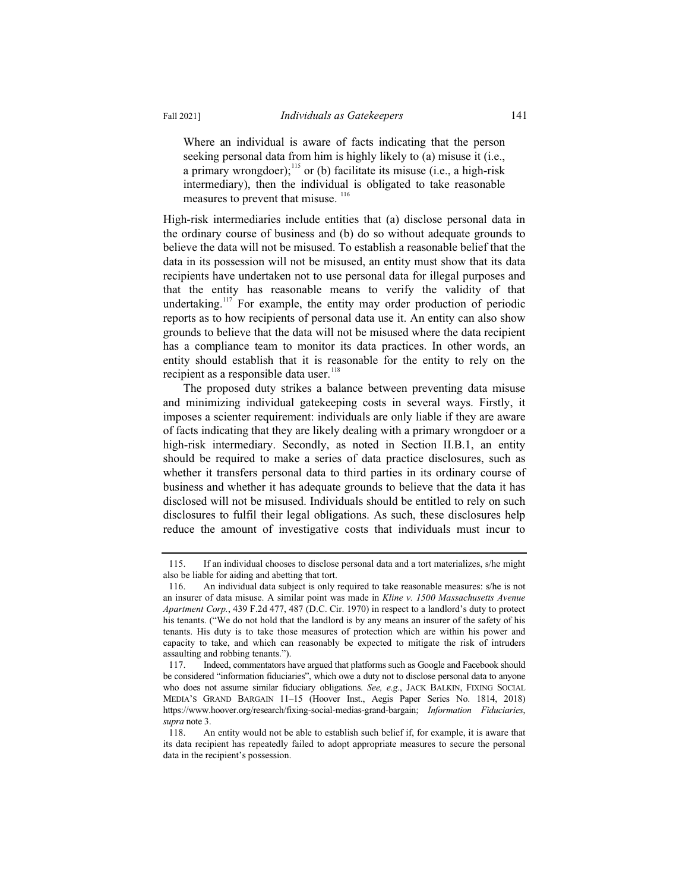> Where an individual is aware of facts indicating that the person seeking personal data from him is highly likely to (a) misuse it (i.e., a primary wrongdoer);[115] or (b) facilitate its misuse (i.e., a high-risk intermediary), then the individual is obligated to take reasonable measures to prevent that misuse.[116]

High-risk intermediaries include entities that (a) disclose personal data in the ordinary course of business and (b) do so without adequate grounds to believe the data will not be misused. To establish a reasonable belief that the data in its possession will not be misused, an entity must show that its data recipients have undertaken not to use personal data for illegal purposes and that the entity has reasonable means to verify the validity of that undertaking.[117] For example, the entity may order production of periodic reports as to how recipients of personal data use it. An entity can also show grounds to believe that the data will not be misused where the data recipient has a compliance team to monitor its data practices. In other words, an entity should establish that it is reasonable for the entity to rely on the recipient as a responsible data user.[118]

The proposed duty strikes a balance between preventing data misuse and minimizing individual gatekeeping costs in several ways. Firstly, it imposes a scienter requirement: individuals are only liable if they are aware of facts indicating that they are likely dealing with a primary wrongdoer or a high-risk intermediary. Secondly, as noted in Section II.B.1, an entity should be required to make a series of data practice disclosures, such as whether it transfers personal data to third parties in its ordinary course of business and whether it has adequate grounds to believe that the data it has disclosed will not be misused. Individuals should be entitled to rely on such disclosures to fulfil their legal obligations. As such, these disclosures help reduce the amount of investigative costs that individuals must incur to

---

115. If an individual chooses to disclose personal data and a tort materializes, s/he might also be liable for aiding and abetting that tort.

116. An individual data subject is only required to take reasonable measures: s/he is not an insurer of data misuse. A similar point was made in *Kline v. 1500 Massachusetts Avenue Apartment Corp.*, 439 F.2d 477, 487 (D.C. Cir. 1970) in respect to a landlord's duty to protect his tenants. ("We do not hold that the landlord is by any means an insurer of the safety of his tenants. His duty is to take those measures of protection which are within his power and capacity to take, and which can reasonably be expected to mitigate the risk of intruders assaulting and robbing tenants.").

117. Indeed, commentators have argued that platforms such as Google and Facebook should be considered "information fiduciaries", which owe a duty not to disclose personal data to anyone who does not assume similar fiduciary obligations. *See, e.g.*, JACK BALKIN, FIXING SOCIAL MEDIA'S GRAND BARGAIN 11–15 (Hoover Inst., Aegis Paper Series No. 1814, 2018) https://www.hoover.org/research/fixing-social-medias-grand-bargain; *Information Fiduciaries*, *supra* note 3.

118. An entity would not be able to establish such belief if, for example, it is aware that its data recipient has repeatedly failed to adopt appropriate measures to secure the personal data in the recipient's possession.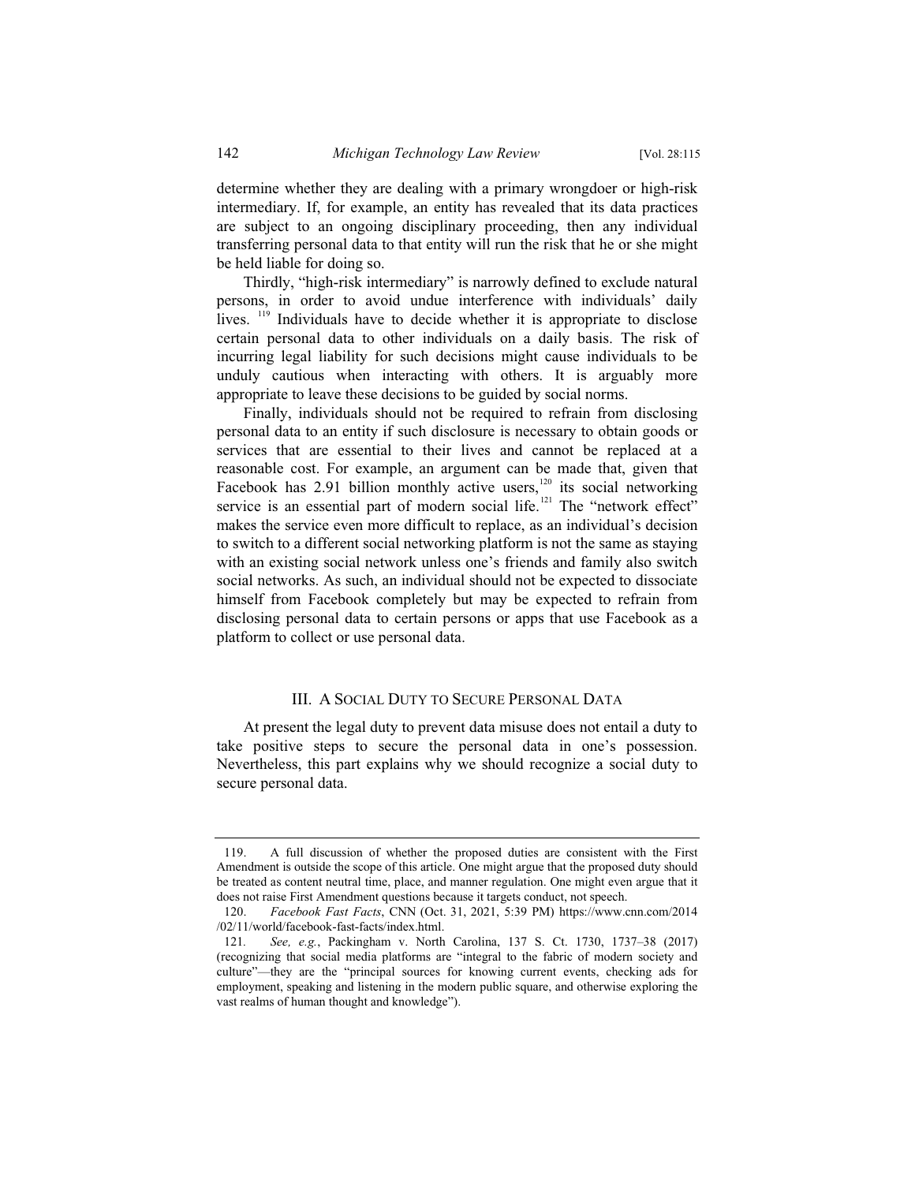determine whether they are dealing with a primary wrongdoer or high-risk intermediary. If, for example, an entity has revealed that its data practices are subject to an ongoing disciplinary proceeding, then any individual transferring personal data to that entity will run the risk that he or she might be held liable for doing so.

Thirdly, "high-risk intermediary" is narrowly defined to exclude natural persons, in order to avoid undue interference with individuals' daily lives. [119] Individuals have to decide whether it is appropriate to disclose certain personal data to other individuals on a daily basis. The risk of incurring legal liability for such decisions might cause individuals to be unduly cautious when interacting with others. It is arguably more appropriate to leave these decisions to be guided by social norms.

Finally, individuals should not be required to refrain from disclosing personal data to an entity if such disclosure is necessary to obtain goods or services that are essential to their lives and cannot be replaced at a reasonable cost. For example, an argument can be made that, given that Facebook has 2.91 billion monthly active users,[120] its social networking service is an essential part of modern social life.[121] The "network effect" makes the service even more difficult to replace, as an individual's decision to switch to a different social networking platform is not the same as staying with an existing social network unless one's friends and family also switch social networks. As such, an individual should not be expected to dissociate himself from Facebook completely but may be expected to refrain from disclosing personal data to certain persons or apps that use Facebook as a platform to collect or use personal data.

## III. A Social Duty to Secure Personal Data

At present the legal duty to prevent data misuse does not entail a duty to take positive steps to secure the personal data in one's possession. Nevertheless, this part explains why we should recognize a social duty to secure personal data.

---

119. A full discussion of whether the proposed duties are consistent with the First Amendment is outside the scope of this article. One might argue that the proposed duty should be treated as content neutral time, place, and manner regulation. One might even argue that it does not raise First Amendment questions because it targets conduct, not speech.

120. *Facebook Fast Facts*, CNN (Oct. 31, 2021, 5:39 PM) https://www.cnn.com/2014/02/11/world/facebook-fast-facts/index.html.

121. *See, e.g.*, Packingham v. North Carolina, 137 S. Ct. 1730, 1737–38 (2017) (recognizing that social media platforms are "integral to the fabric of modern society and culture"—they are the "principal sources for knowing current events, checking ads for employment, speaking and listening in the modern public square, and otherwise exploring the vast realms of human thought and knowledge").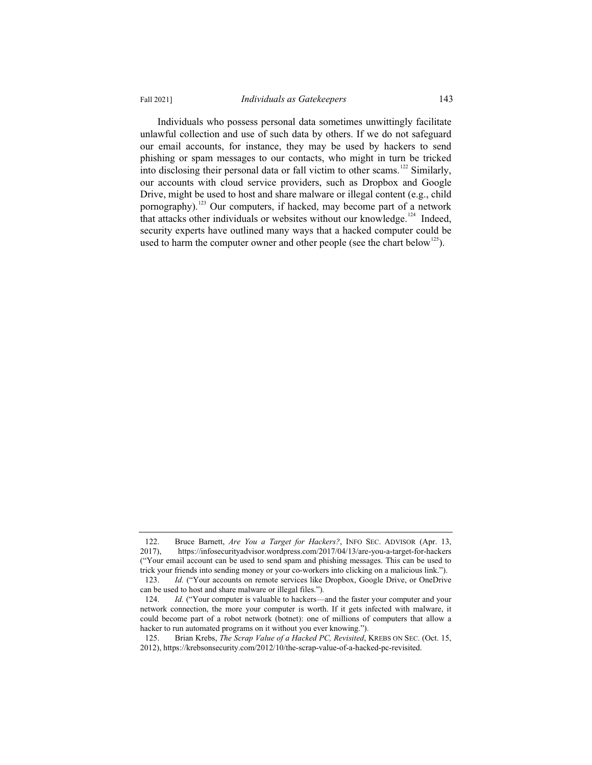Individuals who possess personal data sometimes unwittingly facilitate unlawful collection and use of such data by others. If we do not safeguard our email accounts, for instance, they may be used by hackers to send phishing or spam messages to our contacts, who might in turn be tricked into disclosing their personal data or fall victim to other scams.[122] Similarly, our accounts with cloud service providers, such as Dropbox and Google Drive, might be used to host and share malware or illegal content (e.g., child pornography).[123] Our computers, if hacked, may become part of a network that attacks other individuals or websites without our knowledge.[124] Indeed, security experts have outlined many ways that a hacked computer could be used to harm the computer owner and other people (see the chart below[125]).

---

122. Bruce Barnett, *Are You a Target for Hackers?*, INFO SEC. ADVISOR (Apr. 13, 2017), https://infosecurityadvisor.wordpress.com/2017/04/13/are-you-a-target-for-hackers ("Your email account can be used to send spam and phishing messages. This can be used to trick your friends into sending money or your co-workers into clicking on a malicious link.").

123. *Id.* ("Your accounts on remote services like Dropbox, Google Drive, or OneDrive can be used to host and share malware or illegal files.").

124. *Id.* ("Your computer is valuable to hackers—and the faster your computer and your network connection, the more your computer is worth. If it gets infected with malware, it could become part of a robot network (botnet): one of millions of computers that allow a hacker to run automated programs on it without you ever knowing.").

125. Brian Krebs, *The Scrap Value of a Hacked PC, Revisited*, KREBS ON SEC. (Oct. 15, 2012), https://krebsonsecurity.com/2012/10/the-scrap-value-of-a-hacked-pc-revisited.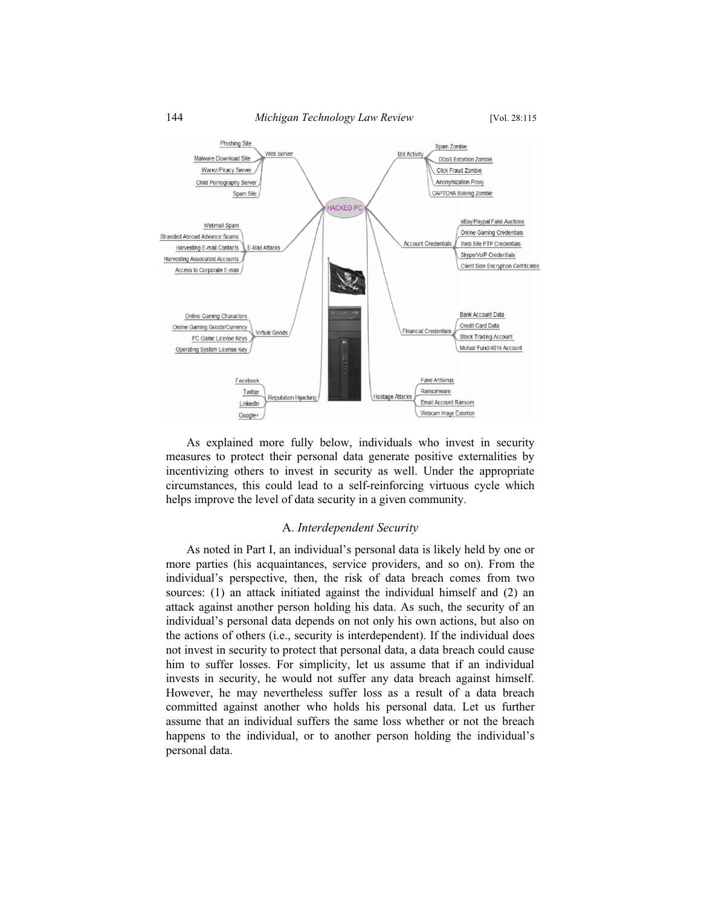As explained more fully below, individuals who invest in security measures to protect their personal data generate positive externalities by incentivizing others to invest in security as well. Under the appropriate circumstances, this could lead to a self-reinforcing virtuous cycle which helps improve the level of data security in a given community.

## A. *Interdependent Security*

As noted in Part I, an individual's personal data is likely held by one or more parties (his acquaintances, service providers, and so on). From the individual's perspective, then, the risk of data breach comes from two sources: (1) an attack initiated against the individual himself and (2) an attack against another person holding his data. As such, the security of an individual's personal data depends on not only his own actions, but also on the actions of others (i.e., security is interdependent). If the individual does not invest in security to protect that personal data, a data breach could cause him to suffer losses. For simplicity, let us assume that if an individual invests in security, he would not suffer any data breach against himself. However, he may nevertheless suffer loss as a result of a data breach committed against another who holds his personal data. Let us further assume that an individual suffers the same loss whether or not the breach happens to the individual, or to another person holding the individual's personal data.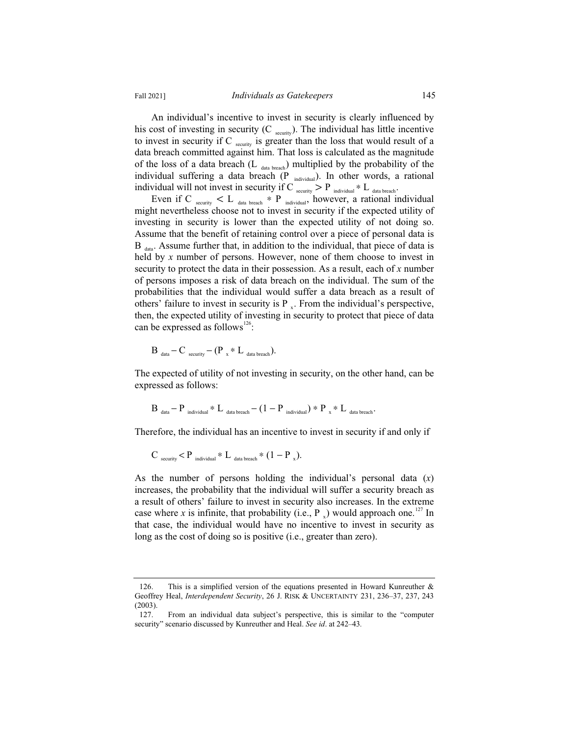An individual's incentive to invest in security is clearly influenced by his cost of investing in security ($C_{security}$). The individual has little incentive to invest in security if $C_{security}$ is greater than the loss that would result of a data breach committed against him. That loss is calculated as the magnitude of the loss of a data breach ($L_{data\ breach}$) multiplied by the probability of the individual suffering a data breach ($P_{individual}$). In other words, a rational individual will not invest in security if $C_{security} > P_{individual} * L_{data\ breach}$.

Even if $C_{security} < L_{data\ breach} * P_{individual}$, however, a rational individual might nevertheless choose not to invest in security if the expected utility of investing in security is lower than the expected utility of not doing so. Assume that the benefit of retaining control over a piece of personal data is $B_{data}$. Assume further that, in addition to the individual, that piece of data is held by *x* number of persons. However, none of them choose to invest in security to protect the data in their possession. As a result, each of *x* number of persons imposes a risk of data breach on the individual. The sum of the probabilities that the individual would suffer a data breach as a result of others' failure to invest in security is $P_x$. From the individual's perspective, then, the expected utility of investing in security to protect that piece of data can be expressed as follows[126]:

$$B_{data} - C_{security} - (P_x * L_{data\ breach}).$$

The expected of utility of not investing in security, on the other hand, can be expressed as follows:

$$B_{data} - P_{individual} * L_{data\ breach} - (1 - P_{individual}) * P_x * L_{data\ breach}.$$

Therefore, the individual has an incentive to invest in security if and only if

$$C_{security} < P_{individual} * L_{data\ breach} * (1 - P_x).$$

As the number of persons holding the individual's personal data (*x*) increases, the probability that the individual will suffer a security breach as a result of others' failure to invest in security also increases. In the extreme case where *x* is infinite, that probability (i.e., $P_x$) would approach one.[127] In that case, the individual would have no incentive to invest in security as long as the cost of doing so is positive (i.e., greater than zero).

---

126. This is a simplified version of the equations presented in Howard Kunreuther & Geoffrey Heal, *Interdependent Security*, 26 J. RISK & UNCERTAINTY 231, 236–37, 237, 243 (2003).

127. From an individual data subject's perspective, this is similar to the "computer security" scenario discussed by Kunreuther and Heal. *See id*. at 242–43.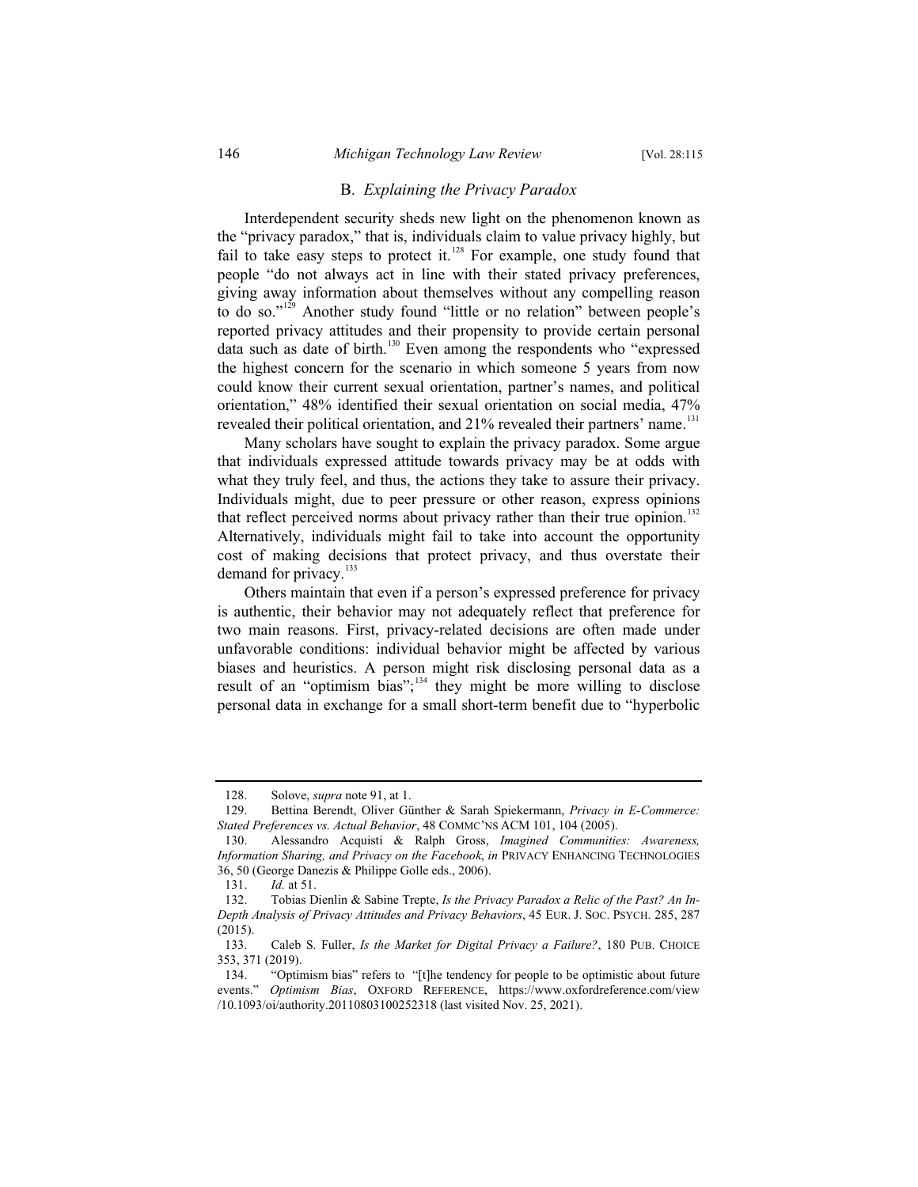### B. *Explaining the Privacy Paradox*

Interdependent security sheds new light on the phenomenon known as the "privacy paradox," that is, individuals claim to value privacy highly, but fail to take easy steps to protect it.[128] For example, one study found that people "do not always act in line with their stated privacy preferences, giving away information about themselves without any compelling reason to do so."[129] Another study found "little or no relation" between people's reported privacy attitudes and their propensity to provide certain personal data such as date of birth.[130] Even among the respondents who "expressed the highest concern for the scenario in which someone 5 years from now could know their current sexual orientation, partner's names, and political orientation," 48% identified their sexual orientation on social media, 47% revealed their political orientation, and 21% revealed their partners' name.[131]

Many scholars have sought to explain the privacy paradox. Some argue that individuals expressed attitude towards privacy may be at odds with what they truly feel, and thus, the actions they take to assure their privacy. Individuals might, due to peer pressure or other reason, express opinions that reflect perceived norms about privacy rather than their true opinion.[132] Alternatively, individuals might fail to take into account the opportunity cost of making decisions that protect privacy, and thus overstate their demand for privacy.[133]

Others maintain that even if a person's expressed preference for privacy is authentic, their behavior may not adequately reflect that preference for two main reasons. First, privacy-related decisions are often made under unfavorable conditions: individual behavior might be affected by various biases and heuristics. A person might risk disclosing personal data as a result of an "optimism bias";[134] they might be more willing to disclose personal data in exchange for a small short-term benefit due to "hyperbolic

---

128. Solove, *supra* note 91, at 1.

129. Bettina Berendt, Oliver Günther & Sarah Spiekermann, *Privacy in E-Commerce: Stated Preferences vs. Actual Behavior*, 48 COMMC'NS ACM 101, 104 (2005).

130. Alessandro Acquisti & Ralph Gross, *Imagined Communities: Awareness, Information Sharing, and Privacy on the Facebook*, *in* PRIVACY ENHANCING TECHNOLOGIES 36, 50 (George Danezis & Philippe Golle eds., 2006).

131. *Id.* at 51.

132. Tobias Dienlin & Sabine Trepte, *Is the Privacy Paradox a Relic of the Past? An In-Depth Analysis of Privacy Attitudes and Privacy Behaviors*, 45 EUR. J. SOC. PSYCH. 285, 287 (2015).

133. Caleb S. Fuller, *Is the Market for Digital Privacy a Failure?*, 180 PUB. CHOICE 353, 371 (2019).

134. "Optimism bias" refers to "[t]he tendency for people to be optimistic about future events." *Optimism Bias*, OXFORD REFERENCE, https://www.oxfordreference.com/view/10.1093/oi/authority.20110803100252318 (last visited Nov. 25, 2021).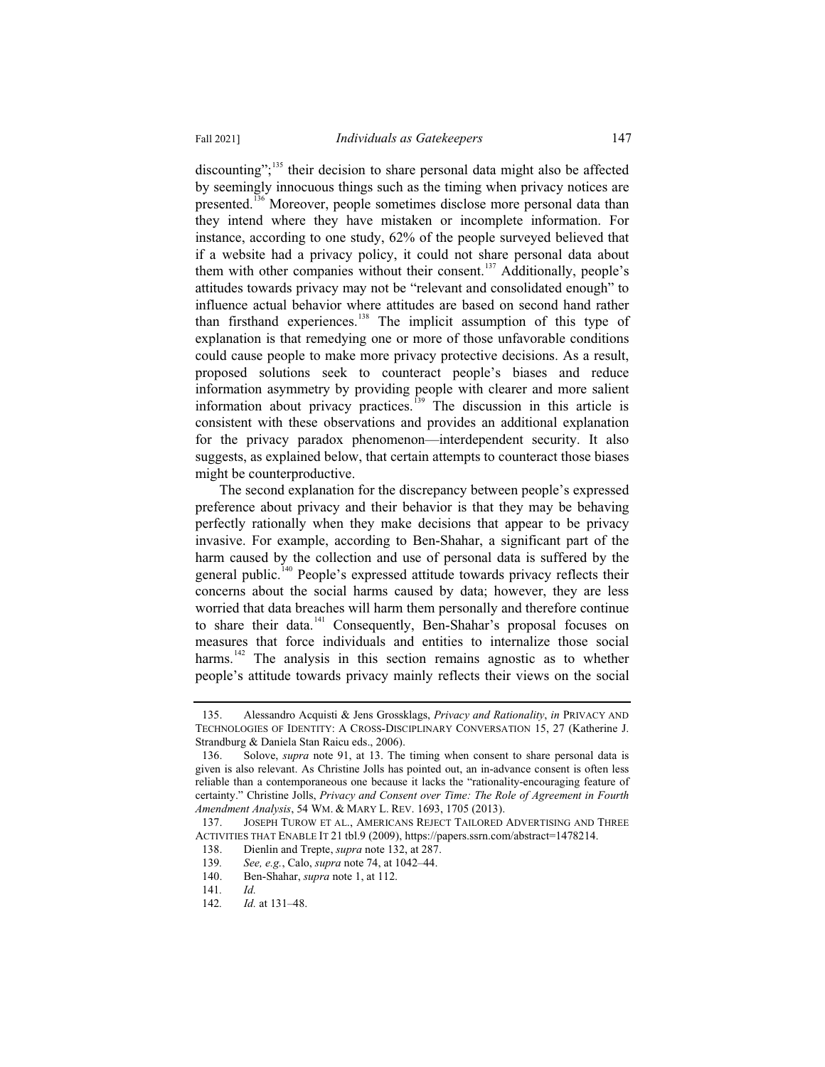discounting";[135] their decision to share personal data might also be affected by seemingly innocuous things such as the timing when privacy notices are presented.[136] Moreover, people sometimes disclose more personal data than they intend where they have mistaken or incomplete information. For instance, according to one study, 62% of the people surveyed believed that if a website had a privacy policy, it could not share personal data about them with other companies without their consent.[137] Additionally, people's attitudes towards privacy may not be "relevant and consolidated enough" to influence actual behavior where attitudes are based on second hand rather than firsthand experiences.[138] The implicit assumption of this type of explanation is that remedying one or more of those unfavorable conditions could cause people to make more privacy protective decisions. As a result, proposed solutions seek to counteract people's biases and reduce information asymmetry by providing people with clearer and more salient information about privacy practices.[139] The discussion in this article is consistent with these observations and provides an additional explanation for the privacy paradox phenomenon—interdependent security. It also suggests, as explained below, that certain attempts to counteract those biases might be counterproductive.

The second explanation for the discrepancy between people's expressed preference about privacy and their behavior is that they may be behaving perfectly rationally when they make decisions that appear to be privacy invasive. For example, according to Ben-Shahar, a significant part of the harm caused by the collection and use of personal data is suffered by the general public.[140] People's expressed attitude towards privacy reflects their concerns about the social harms caused by data; however, they are less worried that data breaches will harm them personally and therefore continue to share their data.[141] Consequently, Ben-Shahar's proposal focuses on measures that force individuals and entities to internalize those social harms.[142] The analysis in this section remains agnostic as to whether people's attitude towards privacy mainly reflects their views on the social

---

135. Alessandro Acquisti & Jens Grossklags, *Privacy and Rationality*, *in* PRIVACY AND TECHNOLOGIES OF IDENTITY: A CROSS-DISCIPLINARY CONVERSATION 15, 27 (Katherine J. Strandburg & Daniela Stan Raicu eds., 2006).

136. Solove, *supra* note 91, at 13. The timing when consent to share personal data is given is also relevant. As Christine Jolls has pointed out, an in-advance consent is often less reliable than a contemporaneous one because it lacks the "rationality-encouraging feature of certainty." Christine Jolls, *Privacy and Consent over Time: The Role of Agreement in Fourth Amendment Analysis*, 54 WM. & MARY L. REV. 1693, 1705 (2013).

137. JOSEPH TUROW ET AL., AMERICANS REJECT TAILORED ADVERTISING AND THREE ACTIVITIES THAT ENABLE IT 21 tbl.9 (2009), https://papers.ssrn.com/abstract=1478214.

138. Dienlin and Trepte, *supra* note 132, at 287.

139. *See, e.g.*, Calo, *supra* note 74, at 1042–44.

140. Ben-Shahar, *supra* note 1, at 112.

141. *Id.*

142. *Id.* at 131–48.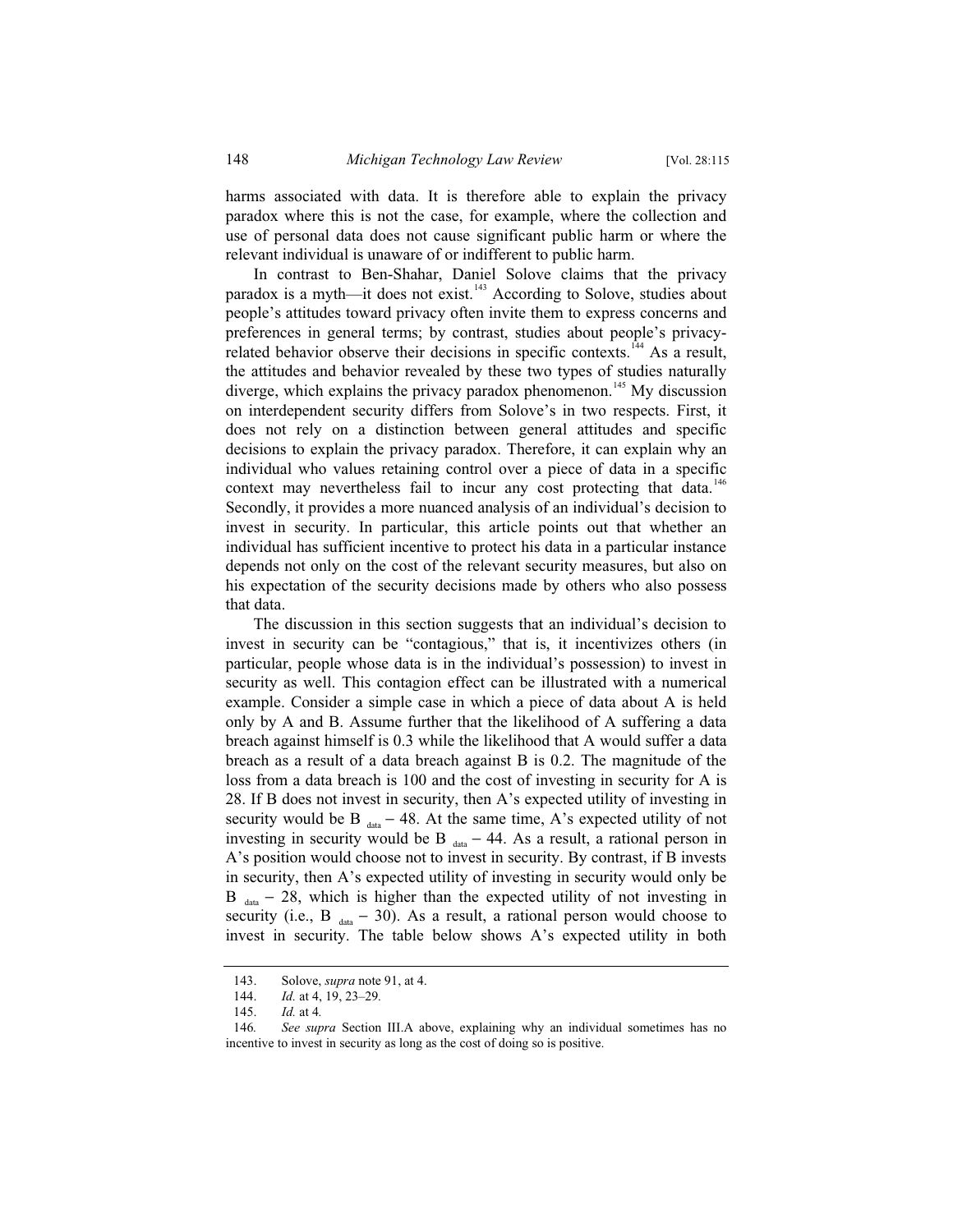harms associated with data. It is therefore able to explain the privacy paradox where this is not the case, for example, where the collection and use of personal data does not cause significant public harm or where the relevant individual is unaware of or indifferent to public harm.

In contrast to Ben-Shahar, Daniel Solove claims that the privacy paradox is a myth—it does not exist.[143] According to Solove, studies about people's attitudes toward privacy often invite them to express concerns and preferences in general terms; by contrast, studies about people's privacy-related behavior observe their decisions in specific contexts.[144] As a result, the attitudes and behavior revealed by these two types of studies naturally diverge, which explains the privacy paradox phenomenon.[145] My discussion on interdependent security differs from Solove's in two respects. First, it does not rely on a distinction between general attitudes and specific decisions to explain the privacy paradox. Therefore, it can explain why an individual who values retaining control over a piece of data in a specific context may nevertheless fail to incur any cost protecting that data.[146] Secondly, it provides a more nuanced analysis of an individual's decision to invest in security. In particular, this article points out that whether an individual has sufficient incentive to protect his data in a particular instance depends not only on the cost of the relevant security measures, but also on his expectation of the security decisions made by others who also possess that data.

The discussion in this section suggests that an individual's decision to invest in security can be "contagious," that is, it incentivizes others (in particular, people whose data is in the individual's possession) to invest in security as well. This contagion effect can be illustrated with a numerical example. Consider a simple case in which a piece of data about A is held only by A and B. Assume further that the likelihood of A suffering a data breach against himself is 0.3 while the likelihood that A would suffer a data breach as a result of a data breach against B is 0.2. The magnitude of the loss from a data breach is 100 and the cost of investing in security for A is 28. If B does not invest in security, then A's expected utility of investing in security would be $B_{data} - 48$. At the same time, A's expected utility of not investing in security would be $B_{data} - 44$. As a result, a rational person in A's position would choose not to invest in security. By contrast, if B invests in security, then A's expected utility of investing in security would only be $B_{data} - 28$, which is higher than the expected utility of not investing in security (i.e., $B_{data} - 30$). As a result, a rational person would choose to invest in security. The table below shows A's expected utility in both

143. Solove, *supra* note 91, at 4.

144. *Id.* at 4, 19, 23–29.

145. *Id.* at 4.

146. *See supra* Section III.A above, explaining why an individual sometimes has no incentive to invest in security as long as the cost of doing so is positive.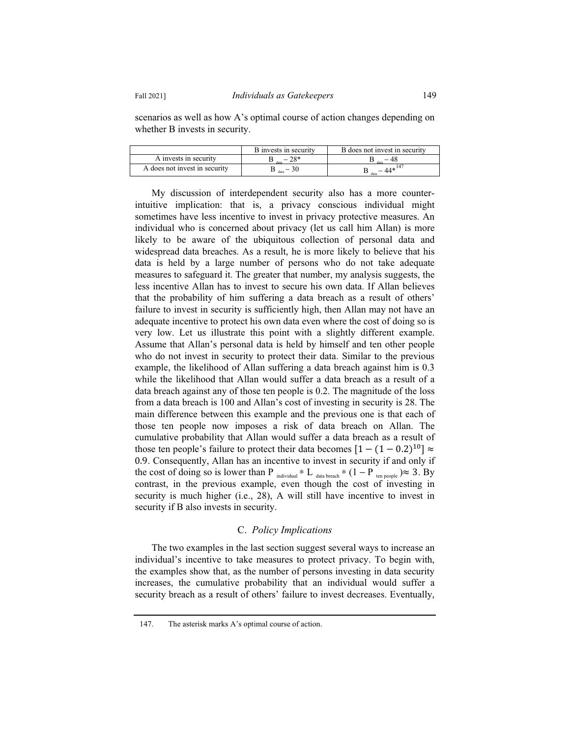scenarios as well as how A's optimal course of action changes depending on whether B invests in security.

| | B invests in security | B does not invest in security |
|---|---|---|
| A invests in security | $B_{data} - 28$* | $B_{data} - 48$ |
| A does not invest in security | $B_{data} - 30$ | $B_{data} - 44$*[147] |

My discussion of interdependent security also has a more counter-intuitive implication: that is, a privacy conscious individual might sometimes have less incentive to invest in privacy protective measures. An individual who is concerned about privacy (let us call him Allan) is more likely to be aware of the ubiquitous collection of personal data and widespread data breaches. As a result, he is more likely to believe that his data is held by a large number of persons who do not take adequate measures to safeguard it. The greater that number, my analysis suggests, the less incentive Allan has to invest to secure his own data. If Allan believes that the probability of him suffering a data breach as a result of others' failure to invest in security is sufficiently high, then Allan may not have an adequate incentive to protect his own data even where the cost of doing so is very low. Let us illustrate this point with a slightly different example. Assume that Allan's personal data is held by himself and ten other people who do not invest in security to protect their data. Similar to the previous example, the likelihood of Allan suffering a data breach against him is 0.3 while the likelihood that Allan would suffer a data breach as a result of a data breach against any of those ten people is 0.2. The magnitude of the loss from a data breach is 100 and Allan's cost of investing in security is 28. The main difference between this example and the previous one is that each of those ten people now imposes a risk of data breach on Allan. The cumulative probability that Allan would suffer a data breach as a result of those ten people's failure to protect their data becomes $[1 - (1 - 0.2)^{10}] \approx 0.9$. Consequently, Allan has an incentive to invest in security if and only if the cost of doing so is lower than $P_{individual} * L_{data\ breach} * (1 - P_{ten\ people}) \approx 3$. By contrast, in the previous example, even though the cost of investing in security is much higher (i.e., 28), A will still have incentive to invest in security if B also invests in security.

## C. *Policy Implications*

The two examples in the last section suggest several ways to increase an individual's incentive to take measures to protect privacy. To begin with, the examples show that, as the number of persons investing in data security increases, the cumulative probability that an individual would suffer a security breach as a result of others' failure to invest decreases. Eventually,

147. The asterisk marks A's optimal course of action.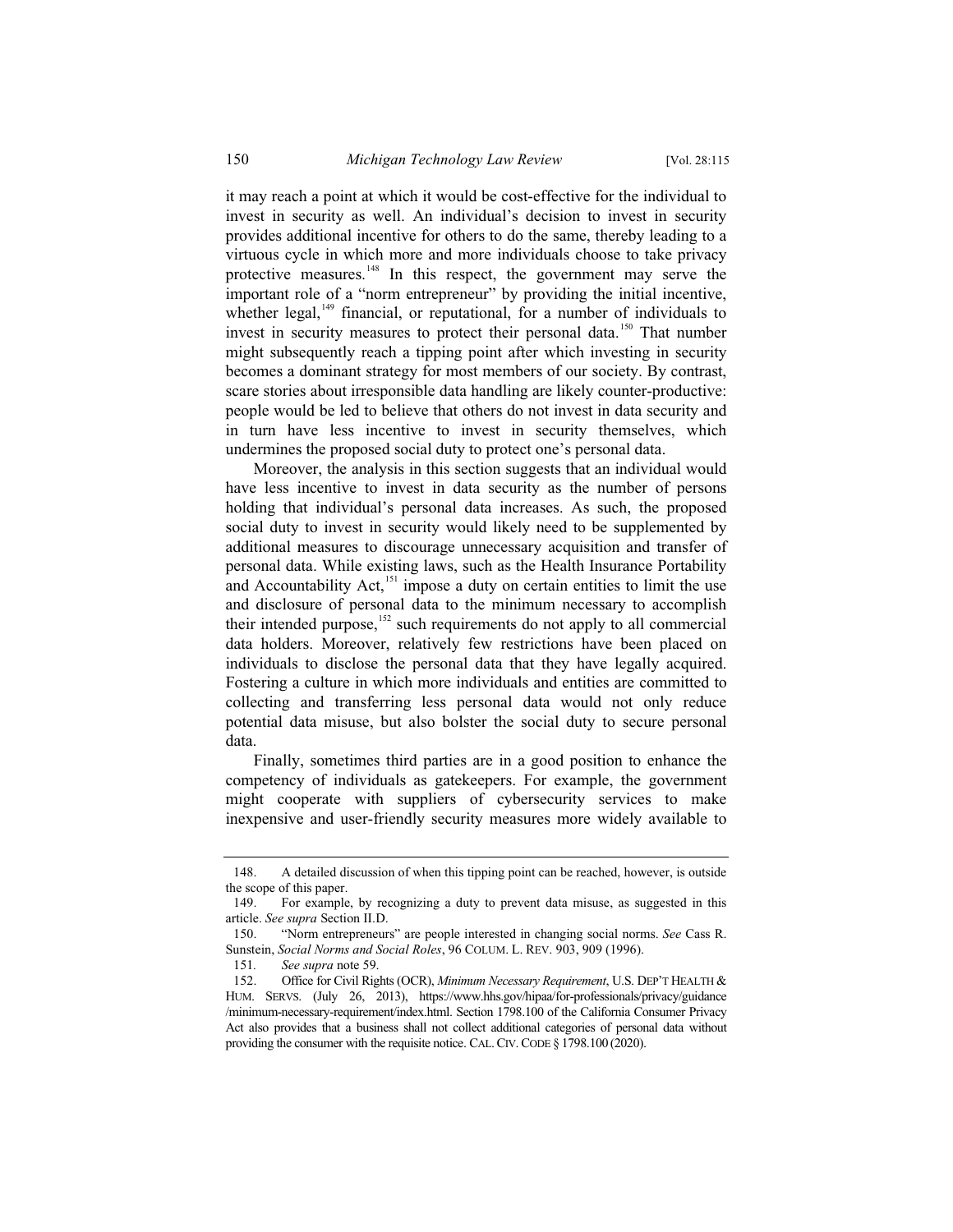it may reach a point at which it would be cost-effective for the individual to invest in security as well. An individual's decision to invest in security provides additional incentive for others to do the same, thereby leading to a virtuous cycle in which more and more individuals choose to take privacy protective measures.[148] In this respect, the government may serve the important role of a "norm entrepreneur" by providing the initial incentive, whether legal,[149] financial, or reputational, for a number of individuals to invest in security measures to protect their personal data.[150] That number might subsequently reach a tipping point after which investing in security becomes a dominant strategy for most members of our society. By contrast, scare stories about irresponsible data handling are likely counter-productive: people would be led to believe that others do not invest in data security and in turn have less incentive to invest in security themselves, which undermines the proposed social duty to protect one's personal data.

Moreover, the analysis in this section suggests that an individual would have less incentive to invest in data security as the number of persons holding that individual's personal data increases. As such, the proposed social duty to invest in security would likely need to be supplemented by additional measures to discourage unnecessary acquisition and transfer of personal data. While existing laws, such as the Health Insurance Portability and Accountability Act,[151] impose a duty on certain entities to limit the use and disclosure of personal data to the minimum necessary to accomplish their intended purpose,[152] such requirements do not apply to all commercial data holders. Moreover, relatively few restrictions have been placed on individuals to disclose the personal data that they have legally acquired. Fostering a culture in which more individuals and entities are committed to collecting and transferring less personal data would not only reduce potential data misuse, but also bolster the social duty to secure personal data.

Finally, sometimes third parties are in a good position to enhance the competency of individuals as gatekeepers. For example, the government might cooperate with suppliers of cybersecurity services to make inexpensive and user-friendly security measures more widely available to

---

148. A detailed discussion of when this tipping point can be reached, however, is outside the scope of this paper.

149. For example, by recognizing a duty to prevent data misuse, as suggested in this article. *See supra* Section II.D.

150. "Norm entrepreneurs" are people interested in changing social norms. *See* Cass R. Sunstein, *Social Norms and Social Roles*, 96 COLUM. L. REV. 903, 909 (1996).

151. *See supra* note 59.

152. Office for Civil Rights (OCR), *Minimum Necessary Requirement*, U.S. DEP'T HEALTH & HUM. SERVS. (July 26, 2013), https://www.hhs.gov/hipaa/for-professionals/privacy/guidance/minimum-necessary-requirement/index.html. Section 1798.100 of the California Consumer Privacy Act also provides that a business shall not collect additional categories of personal data without providing the consumer with the requisite notice. CAL. CIV. CODE § 1798.100 (2020).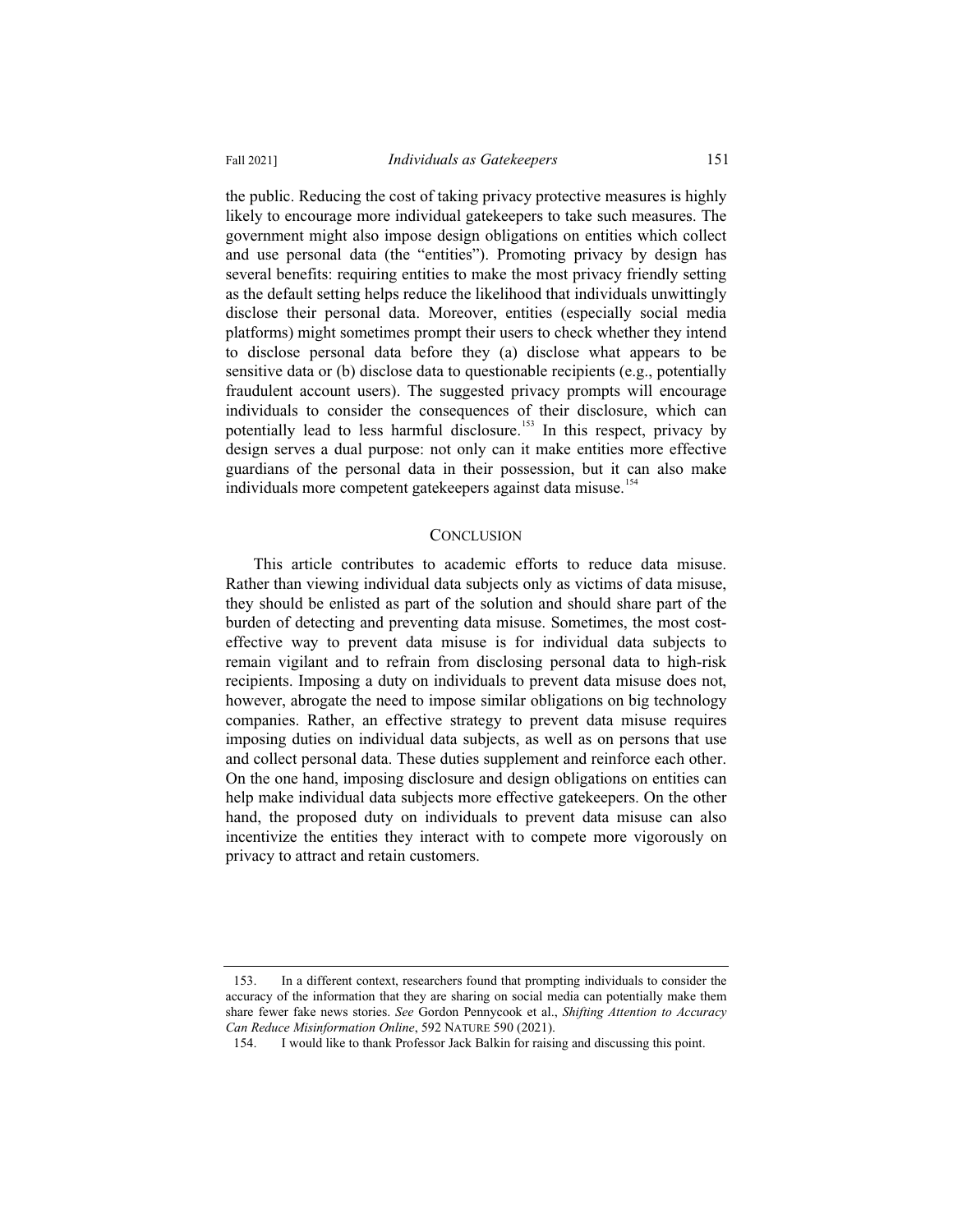the public. Reducing the cost of taking privacy protective measures is highly likely to encourage more individual gatekeepers to take such measures. The government might also impose design obligations on entities which collect and use personal data (the "entities"). Promoting privacy by design has several benefits: requiring entities to make the most privacy friendly setting as the default setting helps reduce the likelihood that individuals unwittingly disclose their personal data. Moreover, entities (especially social media platforms) might sometimes prompt their users to check whether they intend to disclose personal data before they (a) disclose what appears to be sensitive data or (b) disclose data to questionable recipients (e.g., potentially fraudulent account users). The suggested privacy prompts will encourage individuals to consider the consequences of their disclosure, which can potentially lead to less harmful disclosure.[153] In this respect, privacy by design serves a dual purpose: not only can it make entities more effective guardians of the personal data in their possession, but it can also make individuals more competent gatekeepers against data misuse.[154]

## CONCLUSION

This article contributes to academic efforts to reduce data misuse. Rather than viewing individual data subjects only as victims of data misuse, they should be enlisted as part of the solution and should share part of the burden of detecting and preventing data misuse. Sometimes, the most cost-effective way to prevent data misuse is for individual data subjects to remain vigilant and to refrain from disclosing personal data to high-risk recipients. Imposing a duty on individuals to prevent data misuse does not, however, abrogate the need to impose similar obligations on big technology companies. Rather, an effective strategy to prevent data misuse requires imposing duties on individual data subjects, as well as on persons that use and collect personal data. These duties supplement and reinforce each other. On the one hand, imposing disclosure and design obligations on entities can help make individual data subjects more effective gatekeepers. On the other hand, the proposed duty on individuals to prevent data misuse can also incentivize the entities they interact with to compete more vigorously on privacy to attract and retain customers.

---

153. In a different context, researchers found that prompting individuals to consider the accuracy of the information that they are sharing on social media can potentially make them share fewer fake news stories. *See* Gordon Pennycook et al., *Shifting Attention to Accuracy Can Reduce Misinformation Online*, 592 NATURE 590 (2021).

154. I would like to thank Professor Jack Balkin for raising and discussing this point.